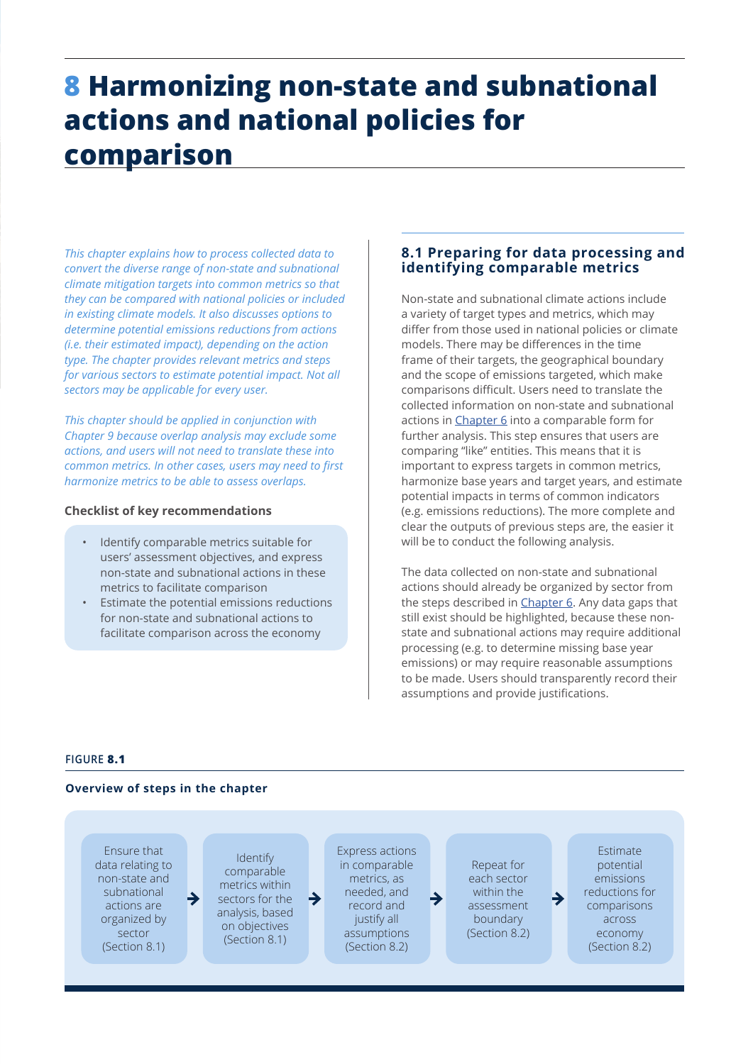# 8 Harmonizing non-state and subnational actions and national policies for comparison

*This chapter explains how to process collected data to convert the diverse range of non-state and subnational climate mitigation targets into common metrics so that they can be compared with national policies or included in existing climate models. It also discusses options to determine potential emissions reductions from actions (i.e. their estimated impact), depending on the action type. The chapter provides relevant metrics and steps for various sectors to estimate potential impact. Not all sectors may be applicable for every user.*

*This chapter should be applied in conjunction with Chapter 9 because overlap analysis may exclude some actions, and users will not need to translate these into common metrics. In other cases, users may need to first harmonize metrics to be able to assess overlaps.*

### Checklist of key recommendations

- Identify comparable metrics suitable for users' assessment objectives, and express non-state and subnational actions in these metrics to facilitate comparison
- Estimate the potential emissions reductions for non-state and subnational actions to facilitate comparison across the economy

## 8.1 Preparing for data processing and identifying comparable metrics

Non-state and subnational climate actions include a variety of target types and metrics, which may differ from those used in national policies or climate models. There may be differences in the time frame of their targets, the geographical boundary and the scope of emissions targeted, which make comparisons difficult. Users need to translate the collected information on non-state and subnational actions in Chapter 6 into a comparable form for further analysis. This step ensures that users are comparing "like" entities. This means that it is important to express targets in common metrics, harmonize base years and target years, and estimate potential impacts in terms of common indicators (e.g. emissions reductions). The more complete and clear the outputs of previous steps are, the easier it will be to conduct the following analysis.

The data collected on non-state and subnational actions should already be organized by sector from the steps described in Chapter 6. Any data gaps that still exist should be highlighted, because these non-state and subnational actions may require additional processing (e.g. to determine missing base year emissions) or may require reasonable assumptions to be made. Users should transparently record their assumptions and provide justifications.

**FIGURE 8.1**

**Overview of steps in the chapter**

Ensure that data relating to non-state and subnational actions are organized by sector (Section 8.1) → Identify comparable metrics within sectors for the analysis, based on objectives (Section 8.1) → Express actions in comparable metrics, as needed, and record and justify all assumptions (Section 8.2) → Repeat for each sector within the assessment boundary (Section 8.2) → Estimate potential emissions reductions for comparisons across economy (Section 8.2)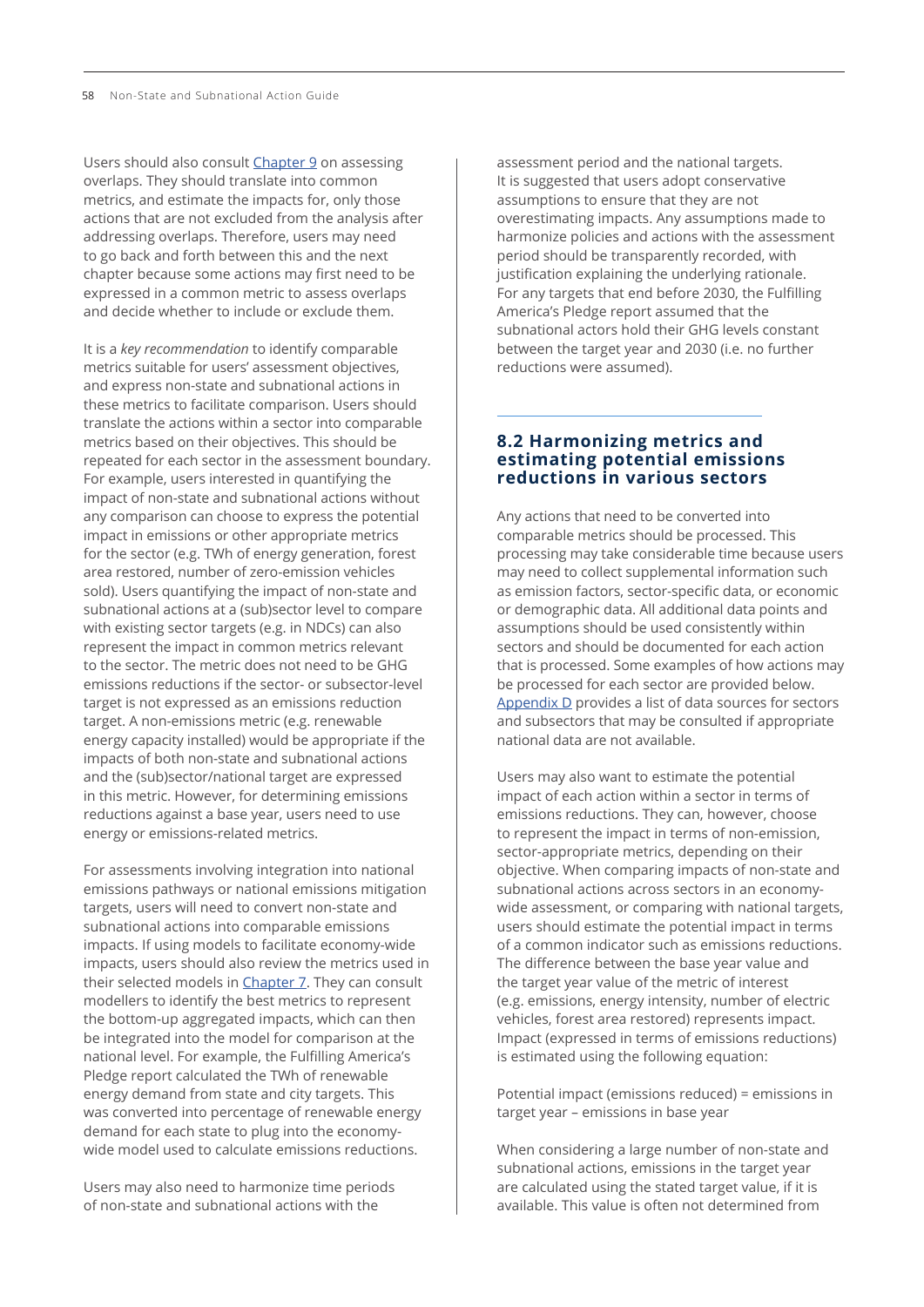Users should also consult Chapter 9 on assessing overlaps. They should translate into common metrics, and estimate the impacts for, only those actions that are not excluded from the analysis after addressing overlaps. Therefore, users may need to go back and forth between this and the next chapter because some actions may first need to be expressed in a common metric to assess overlaps and decide whether to include or exclude them.

It is a *key recommendation* to identify comparable metrics suitable for users' assessment objectives, and express non-state and subnational actions in these metrics to facilitate comparison. Users should translate the actions within a sector into comparable metrics based on their objectives. This should be repeated for each sector in the assessment boundary. For example, users interested in quantifying the impact of non-state and subnational actions without any comparison can choose to express the potential impact in emissions or other appropriate metrics for the sector (e.g. TWh of energy generation, forest area restored, number of zero-emission vehicles sold). Users quantifying the impact of non-state and subnational actions at a (sub)sector level to compare with existing sector targets (e.g. in NDCs) can also represent the impact in common metrics relevant to the sector. The metric does not need to be GHG emissions reductions if the sector- or subsector-level target is not expressed as an emissions reduction target. A non-emissions metric (e.g. renewable energy capacity installed) would be appropriate if the impacts of both non-state and subnational actions and the (sub)sector/national target are expressed in this metric. However, for determining emissions reductions against a base year, users need to use energy or emissions-related metrics.

For assessments involving integration into national emissions pathways or national emissions mitigation targets, users will need to convert non-state and subnational actions into comparable emissions impacts. If using models to facilitate economy-wide impacts, users should also review the metrics used in their selected models in Chapter 7. They can consult modellers to identify the best metrics to represent the bottom-up aggregated impacts, which can then be integrated into the model for comparison at the national level. For example, the Fulfilling America's Pledge report calculated the TWh of renewable energy demand from state and city targets. This was converted into percentage of renewable energy demand for each state to plug into the economy-wide model used to calculate emissions reductions.

Users may also need to harmonize time periods of non-state and subnational actions with the assessment period and the national targets. It is suggested that users adopt conservative assumptions to ensure that they are not overestimating impacts. Any assumptions made to harmonize policies and actions with the assessment period should be transparently recorded, with justification explaining the underlying rationale. For any targets that end before 2030, the Fulfilling America's Pledge report assumed that the subnational actors hold their GHG levels constant between the target year and 2030 (i.e. no further reductions were assumed).

## 8.2 Harmonizing metrics and estimating potential emissions reductions in various sectors

Any actions that need to be converted into comparable metrics should be processed. This processing may take considerable time because users may need to collect supplemental information such as emission factors, sector-specific data, or economic or demographic data. All additional data points and assumptions should be used consistently within sectors and should be documented for each action that is processed. Some examples of how actions may be processed for each sector are provided below. Appendix D provides a list of data sources for sectors and subsectors that may be consulted if appropriate national data are not available.

Users may also want to estimate the potential impact of each action within a sector in terms of emissions reductions. They can, however, choose to represent the impact in terms of non-emission, sector-appropriate metrics, depending on their objective. When comparing impacts of non-state and subnational actions across sectors in an economy-wide assessment, or comparing with national targets, users should estimate the potential impact in terms of a common indicator such as emissions reductions. The difference between the base year value and the target year value of the metric of interest (e.g. emissions, energy intensity, number of electric vehicles, forest area restored) represents impact. Impact (expressed in terms of emissions reductions) is estimated using the following equation:

Potential impact (emissions reduced) = emissions in target year – emissions in base year

When considering a large number of non-state and subnational actions, emissions in the target year are calculated using the stated target value, if it is available. This value is often not determined from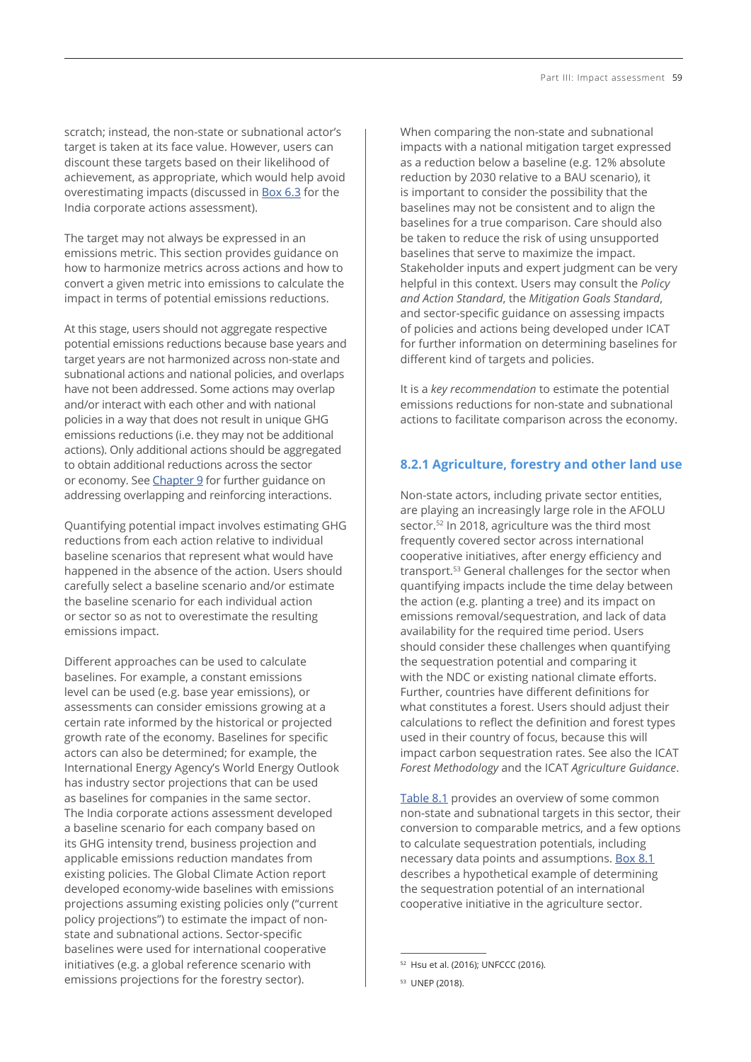scratch; instead, the non-state or subnational actor's target is taken at its face value. However, users can discount these targets based on their likelihood of achievement, as appropriate, which would help avoid overestimating impacts (discussed in Box 6.3 for the India corporate actions assessment).

The target may not always be expressed in an emissions metric. This section provides guidance on how to harmonize metrics across actions and how to convert a given metric into emissions to calculate the impact in terms of potential emissions reductions.

At this stage, users should not aggregate respective potential emissions reductions because base years and target years are not harmonized across non-state and subnational actions and national policies, and overlaps have not been addressed. Some actions may overlap and/or interact with each other and with national policies in a way that does not result in unique GHG emissions reductions (i.e. they may not be additional actions). Only additional actions should be aggregated to obtain additional reductions across the sector or economy. See Chapter 9 for further guidance on addressing overlapping and reinforcing interactions.

Quantifying potential impact involves estimating GHG reductions from each action relative to individual baseline scenarios that represent what would have happened in the absence of the action. Users should carefully select a baseline scenario and/or estimate the baseline scenario for each individual action or sector so as not to overestimate the resulting emissions impact.

Different approaches can be used to calculate baselines. For example, a constant emissions level can be used (e.g. base year emissions), or assessments can consider emissions growing at a certain rate informed by the historical or projected growth rate of the economy. Baselines for specific actors can also be determined; for example, the International Energy Agency's World Energy Outlook has industry sector projections that can be used as baselines for companies in the same sector. The India corporate actions assessment developed a baseline scenario for each company based on its GHG intensity trend, business projection and applicable emissions reduction mandates from existing policies. The Global Climate Action report developed economy-wide baselines with emissions projections assuming existing policies only ("current policy projections") to estimate the impact of non-state and subnational actions. Sector-specific baselines were used for international cooperative initiatives (e.g. a global reference scenario with emissions projections for the forestry sector).

When comparing the non-state and subnational impacts with a national mitigation target expressed as a reduction below a baseline (e.g. 12% absolute reduction by 2030 relative to a BAU scenario), it is important to consider the possibility that the baselines may not be consistent and to align the baselines for a true comparison. Care should also be taken to reduce the risk of using unsupported baselines that serve to maximize the impact. Stakeholder inputs and expert judgment can be very helpful in this context. Users may consult the *Policy and Action Standard*, the *Mitigation Goals Standard*, and sector-specific guidance on assessing impacts of policies and actions being developed under ICAT for further information on determining baselines for different kind of targets and policies.

It is a *key recommendation* to estimate the potential emissions reductions for non-state and subnational actions to facilitate comparison across the economy.

### 8.2.1 Agriculture, forestry and other land use

Non-state actors, including private sector entities, are playing an increasingly large role in the AFOLU sector.[52] In 2018, agriculture was the third most frequently covered sector across international cooperative initiatives, after energy efficiency and transport.[53] General challenges for the sector when quantifying impacts include the time delay between the action (e.g. planting a tree) and its impact on emissions removal/sequestration, and lack of data availability for the required time period. Users should consider these challenges when quantifying the sequestration potential and comparing it with the NDC or existing national climate efforts. Further, countries have different definitions for what constitutes a forest. Users should adjust their calculations to reflect the definition and forest types used in their country of focus, because this will impact carbon sequestration rates. See also the ICAT *Forest Methodology* and the ICAT *Agriculture Guidance*.

Table 8.1 provides an overview of some common non-state and subnational targets in this sector, their conversion to comparable metrics, and a few options to calculate sequestration potentials, including necessary data points and assumptions. Box 8.1 describes a hypothetical example of determining the sequestration potential of an international cooperative initiative in the agriculture sector.

---

[52] Hsu et al. (2016); UNFCCC (2016).

[53] UNEP (2018).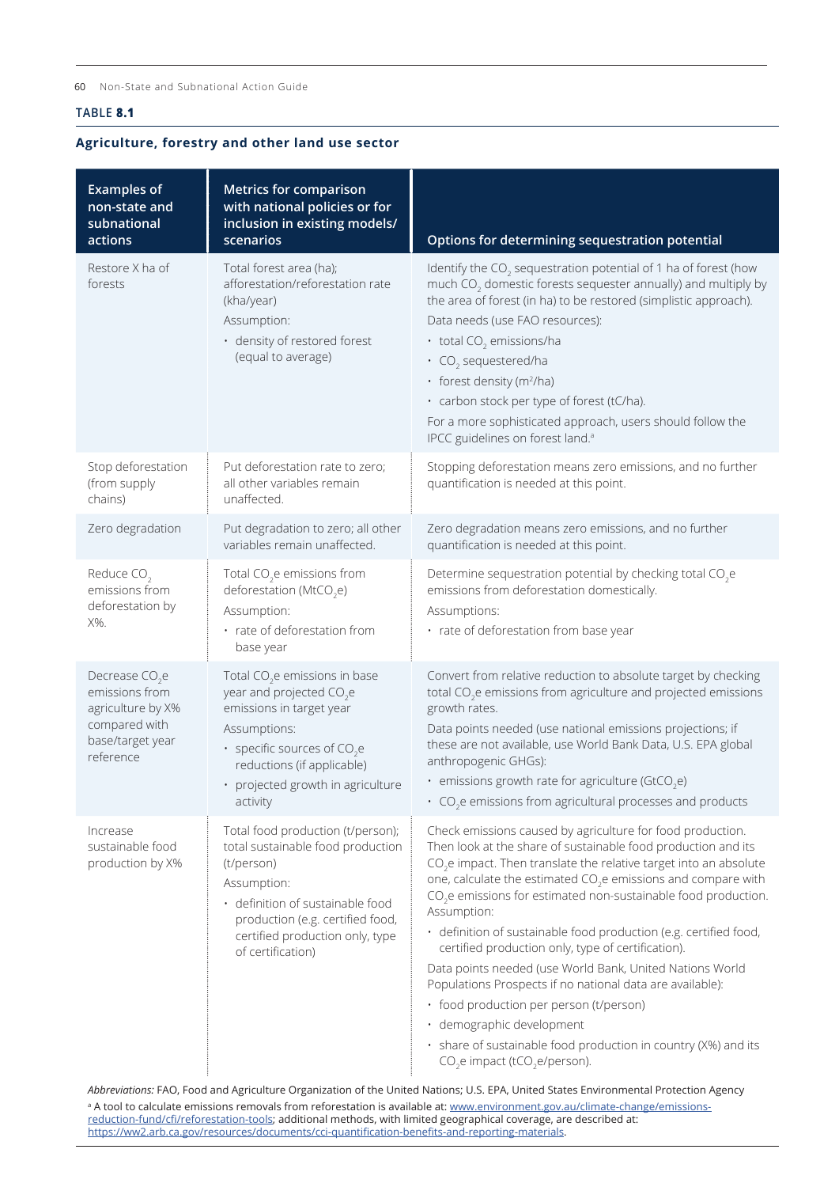TABLE **8.1**

**Agriculture, forestry and other land use sector**

| Examples of non-state and subnational actions | Metrics for comparison with national policies or for inclusion in existing models/ scenarios | Options for determining sequestration potential |
|---|---|---|
| Restore X ha of forests | Total forest area (ha); afforestation/reforestation rate (kha/year)<br>Assumption:<br>• density of restored forest (equal to average) | Identify the $CO_2$ sequestration potential of 1 ha of forest (how much $CO_2$ domestic forests sequester annually) and multiply by the area of forest (in ha) to be restored (simplistic approach).<br>Data needs (use FAO resources):<br>• total $CO_2$ emissions/ha<br>• $CO_2$ sequestered/ha<br>• forest density ($m^2$/ha)<br>• carbon stock per type of forest (tC/ha).<br>For a more sophisticated approach, users should follow the IPCC guidelines on forest land.[a] |
| Stop deforestation (from supply chains) | Put deforestation rate to zero; all other variables remain unaffected. | Stopping deforestation means zero emissions, and no further quantification is needed at this point. |
| Zero degradation | Put degradation to zero; all other variables remain unaffected. | Zero degradation means zero emissions, and no further quantification is needed at this point. |
| Reduce $CO_2$ emissions from deforestation by X%. | Total $CO_2$e emissions from deforestation (Mt$CO_2$e)<br>Assumption:<br>• rate of deforestation from base year | Determine sequestration potential by checking total $CO_2$e emissions from deforestation domestically.<br>Assumptions:<br>• rate of deforestation from base year |
| Decrease $CO_2$e emissions from agriculture by X% compared with base/target year reference | Total $CO_2$e emissions in base year and projected $CO_2$e emissions in target year<br>Assumptions:<br>• specific sources of $CO_2$e reductions (if applicable)<br>• projected growth in agriculture activity | Convert from relative reduction to absolute target by checking total $CO_2$e emissions from agriculture and projected emissions growth rates.<br>Data points needed (use national emissions projections; if these are not available, use World Bank Data, U.S. EPA global anthropogenic GHGs):<br>• emissions growth rate for agriculture (Gt$CO_2$e)<br>• $CO_2$e emissions from agricultural processes and products |
| Increase sustainable food production by X% | Total food production (t/person); total sustainable food production (t/person)<br>Assumption:<br>• definition of sustainable food production (e.g. certified food, certified production only, type of certification) | Check emissions caused by agriculture for food production. Then look at the share of sustainable food production and its $CO_2$e impact. Then translate the relative target into an absolute one, calculate the estimated $CO_2$e emissions and compare with $CO_2$e emissions for estimated non-sustainable food production.<br>Assumption:<br>• definition of sustainable food production (e.g. certified food, certified production only, type of certification).<br>Data points needed (use World Bank, United Nations World Populations Prospects if no national data are available):<br>• food production per person (t/person)<br>• demographic development<br>• share of sustainable food production in country (X%) and its $CO_2$e impact (t$CO_2$e/person). |

*Abbreviations:* FAO, Food and Agriculture Organization of the United Nations; U.S. EPA, United States Environmental Protection Agency

[a] A tool to calculate emissions removals from reforestation is available at: www.environment.gov.au/climate-change/emissions-reduction-fund/cfi/reforestation-tools; additional methods, with limited geographical coverage, are described at: https://ww2.arb.ca.gov/resources/documents/cci-quantification-benefits-and-reporting-materials.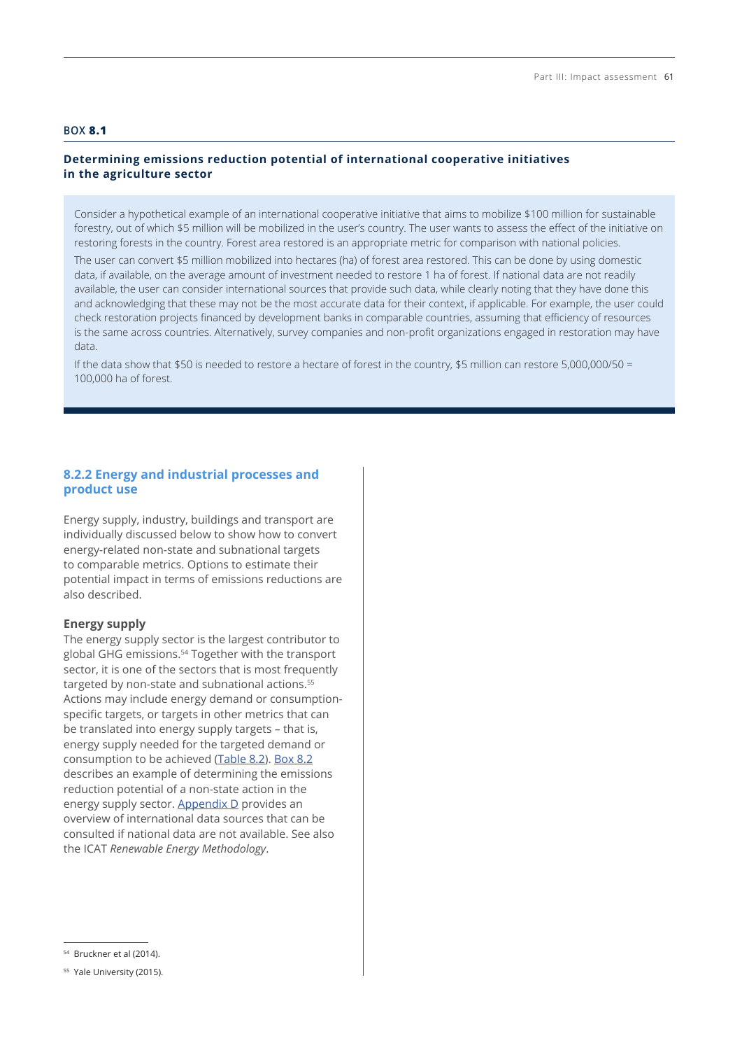**BOX 8.1**

**Determining emissions reduction potential of international cooperative initiatives in the agriculture sector**

Consider a hypothetical example of an international cooperative initiative that aims to mobilize $100 million for sustainable forestry, out of which $5 million will be mobilized in the user's country. The user wants to assess the effect of the initiative on restoring forests in the country. Forest area restored is an appropriate metric for comparison with national policies.

The user can convert $5 million mobilized into hectares (ha) of forest area restored. This can be done by using domestic data, if available, on the average amount of investment needed to restore 1 ha of forest. If national data are not readily available, the user can consider international sources that provide such data, while clearly noting that they have done this and acknowledging that these may not be the most accurate data for their context, if applicable. For example, the user could check restoration projects financed by development banks in comparable countries, assuming that efficiency of resources is the same across countries. Alternatively, survey companies and non-profit organizations engaged in restoration may have data.

If the data show that $50 is needed to restore a hectare of forest in the country, $5 million can restore 5,000,000/50 = 100,000 ha of forest.

### 8.2.2 Energy and industrial processes and product use

Energy supply, industry, buildings and transport are individually discussed below to show how to convert energy-related non-state and subnational targets to comparable metrics. Options to estimate their potential impact in terms of emissions reductions are also described.

**Energy supply**

The energy supply sector is the largest contributor to global GHG emissions.[54] Together with the transport sector, it is one of the sectors that is most frequently targeted by non-state and subnational actions.[55] Actions may include energy demand or consumption-specific targets, or targets in other metrics that can be translated into energy supply targets – that is, energy supply needed for the targeted demand or consumption to be achieved (Table 8.2). Box 8.2 describes an example of determining the emissions reduction potential of a non-state action in the energy supply sector. Appendix D provides an overview of international data sources that can be consulted if national data are not available. See also the ICAT *Renewable Energy Methodology*.

---

[54] Bruckner et al (2014).

[55] Yale University (2015).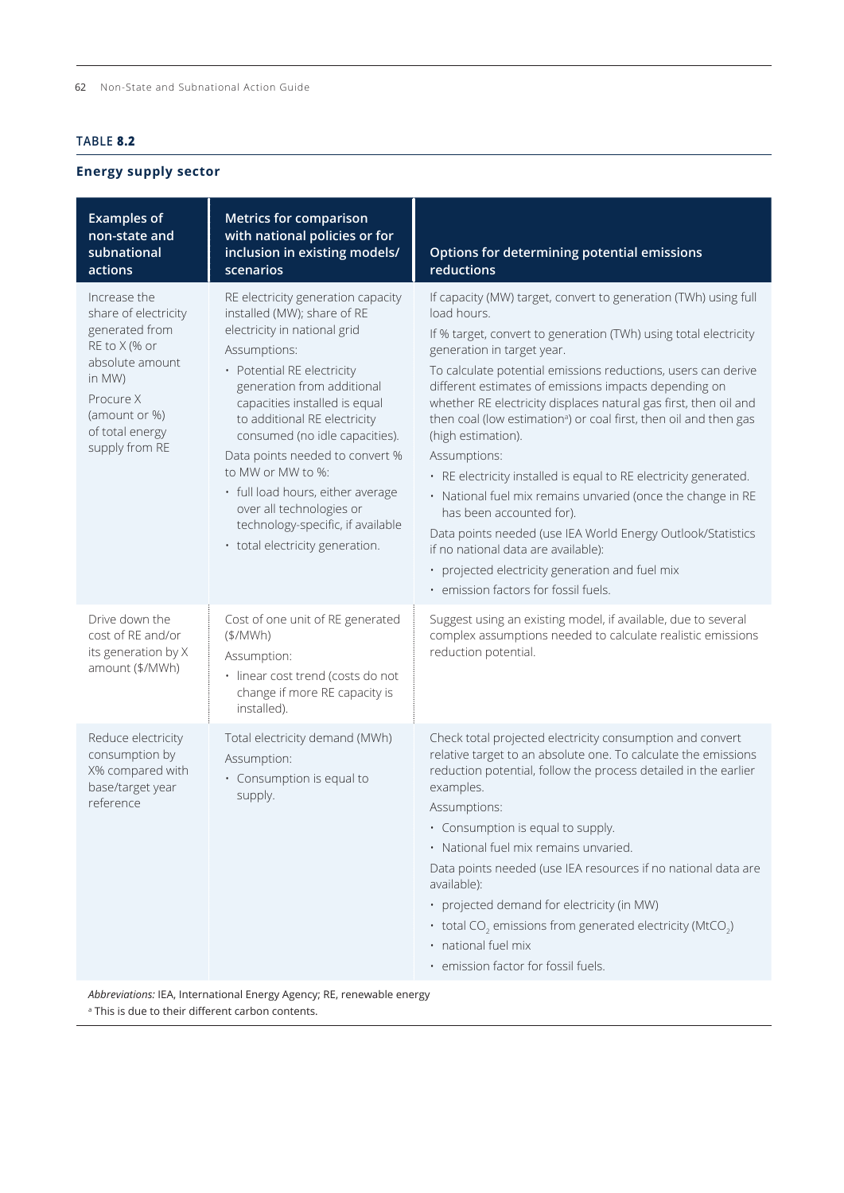**TABLE 8.2**

**Energy supply sector**

| Examples of non-state and subnational actions | Metrics for comparison with national policies or for inclusion in existing models/ scenarios | Options for determining potential emissions reductions |
|---|---|---|
| Increase the share of electricity generated from RE to X (% or absolute amount in MW)<br><br>Procure X (amount or %) of total energy supply from RE | RE electricity generation capacity installed (MW); share of RE electricity in national grid<br><br>Assumptions:<br>• Potential RE electricity generation from additional capacities installed is equal to additional RE electricity consumed (no idle capacities).<br><br>Data points needed to convert % to MW or MW to %:<br>• full load hours, either average over all technologies or technology-specific, if available<br>• total electricity generation. | If capacity (MW) target, convert to generation (TWh) using full load hours.<br><br>If % target, convert to generation (TWh) using total electricity generation in target year.<br><br>To calculate potential emissions reductions, users can derive different estimates of emissions impacts depending on whether RE electricity displaces natural gas first, then oil and then coal (low estimation[a]) or coal first, then oil and then gas (high estimation).<br><br>Assumptions:<br>• RE electricity installed is equal to RE electricity generated.<br>• National fuel mix remains unvaried (once the change in RE has been accounted for).<br><br>Data points needed (use IEA World Energy Outlook/Statistics if no national data are available):<br>• projected electricity generation and fuel mix<br>• emission factors for fossil fuels. |
| Drive down the cost of RE and/or its generation by X amount ($/MWh) | Cost of one unit of RE generated ($/MWh)<br><br>Assumption:<br>• linear cost trend (costs do not change if more RE capacity is installed). | Suggest using an existing model, if available, due to several complex assumptions needed to calculate realistic emissions reduction potential. |
| Reduce electricity consumption by X% compared with base/target year reference | Total electricity demand (MWh)<br><br>Assumption:<br>• Consumption is equal to supply. | Check total projected electricity consumption and convert relative target to an absolute one. To calculate the emissions reduction potential, follow the process detailed in the earlier examples.<br><br>Assumptions:<br>• Consumption is equal to supply.<br>• National fuel mix remains unvaried.<br><br>Data points needed (use IEA resources if no national data are available):<br>• projected demand for electricity (in MW)<br>• total $CO_2$ emissions from generated electricity ($MtCO_2$)<br>• national fuel mix<br>• emission factor for fossil fuels. |

*Abbreviations:* IEA, International Energy Agency; RE, renewable energy

[a] This is due to their different carbon contents.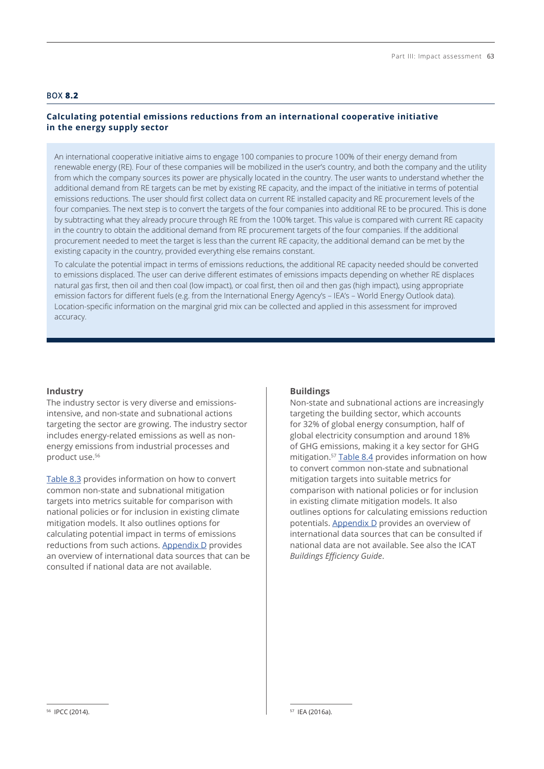**BOX 8.2**

### Calculating potential emissions reductions from an international cooperative initiative in the energy supply sector

An international cooperative initiative aims to engage 100 companies to procure 100% of their energy demand from renewable energy (RE). Four of these companies will be mobilized in the user's country, and both the company and the utility from which the company sources its power are physically located in the country. The user wants to understand whether the additional demand from RE targets can be met by existing RE capacity, and the impact of the initiative in terms of potential emissions reductions. The user should first collect data on current RE installed capacity and RE procurement levels of the four companies. The next step is to convert the targets of the four companies into additional RE to be procured. This is done by subtracting what they already procure through RE from the 100% target. This value is compared with current RE capacity in the country to obtain the additional demand from RE procurement targets of the four companies. If the additional procurement needed to meet the target is less than the current RE capacity, the additional demand can be met by the existing capacity in the country, provided everything else remains constant.

To calculate the potential impact in terms of emissions reductions, the additional RE capacity needed should be converted to emissions displaced. The user can derive different estimates of emissions impacts depending on whether RE displaces natural gas first, then oil and then coal (low impact), or coal first, then oil and then gas (high impact), using appropriate emission factors for different fuels (e.g. from the International Energy Agency's – IEA's – World Energy Outlook data). Location-specific information on the marginal grid mix can be collected and applied in this assessment for improved accuracy.

### Industry

The industry sector is very diverse and emissions-intensive, and non-state and subnational actions targeting the sector are growing. The industry sector includes energy-related emissions as well as non-energy emissions from industrial processes and product use.[56]

Table 8.3 provides information on how to convert common non-state and subnational mitigation targets into metrics suitable for comparison with national policies or for inclusion in existing climate mitigation models. It also outlines options for calculating potential impact in terms of emissions reductions from such actions. Appendix D provides an overview of international data sources that can be consulted if national data are not available.

### Buildings

Non-state and subnational actions are increasingly targeting the building sector, which accounts for 32% of global energy consumption, half of global electricity consumption and around 18% of GHG emissions, making it a key sector for GHG mitigation.[57] Table 8.4 provides information on how to convert common non-state and subnational mitigation targets into suitable metrics for comparison with national policies or for inclusion in existing climate mitigation models. It also outlines options for calculating emissions reduction potentials. Appendix D provides an overview of international data sources that can be consulted if national data are not available. See also the ICAT *Buildings Efficiency Guide*.

---

[56] IPCC (2014).

[57] IEA (2016a).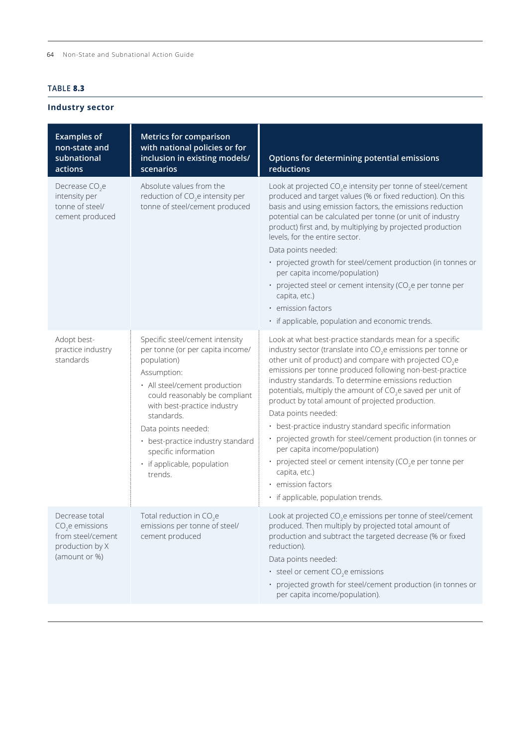**TABLE 8.3**

**Industry sector**

| Examples of non-state and subnational actions | Metrics for comparison with national policies or for inclusion in existing models/ scenarios | Options for determining potential emissions reductions |
|---|---|---|
| Decrease $CO_2e$ intensity per tonne of steel/ cement produced | Absolute values from the reduction of $CO_2e$ intensity per tonne of steel/cement produced | Look at projected $CO_2e$ intensity per tonne of steel/cement produced and target values (% or fixed reduction). On this basis and using emission factors, the emissions reduction potential can be calculated per tonne (or unit of industry product) first and, by multiplying by projected production levels, for the entire sector.<br>Data points needed:<br>• projected growth for steel/cement production (in tonnes or per capita income/population)<br>• projected steel or cement intensity ($CO_2e$ per tonne per capita, etc.)<br>• emission factors<br>• if applicable, population and economic trends. |
| Adopt best-practice industry standards | Specific steel/cement intensity per tonne (or per capita income/ population)<br>Assumption:<br>• All steel/cement production could reasonably be compliant with best-practice industry standards.<br>Data points needed:<br>• best-practice industry standard specific information<br>• if applicable, population trends. | Look at what best-practice standards mean for a specific industry sector (translate into $CO_2e$ emissions per tonne or other unit of product) and compare with projected $CO_2e$ emissions per tonne produced following non-best-practice industry standards. To determine emissions reduction potentials, multiply the amount of $CO_2e$ saved per unit of product by total amount of projected production.<br>Data points needed:<br>• best-practice industry standard specific information<br>• projected growth for steel/cement production (in tonnes or per capita income/population)<br>• projected steel or cement intensity ($CO_2e$ per tonne per capita, etc.)<br>• emission factors<br>• if applicable, population trends. |
| Decrease total $CO_2e$ emissions from steel/cement production by X (amount or %) | Total reduction in $CO_2e$ emissions per tonne of steel/ cement produced | Look at projected $CO_2e$ emissions per tonne of steel/cement produced. Then multiply by projected total amount of production and subtract the targeted decrease (% or fixed reduction).<br>Data points needed:<br>• steel or cement $CO_2e$ emissions<br>• projected growth for steel/cement production (in tonnes or per capita income/population). |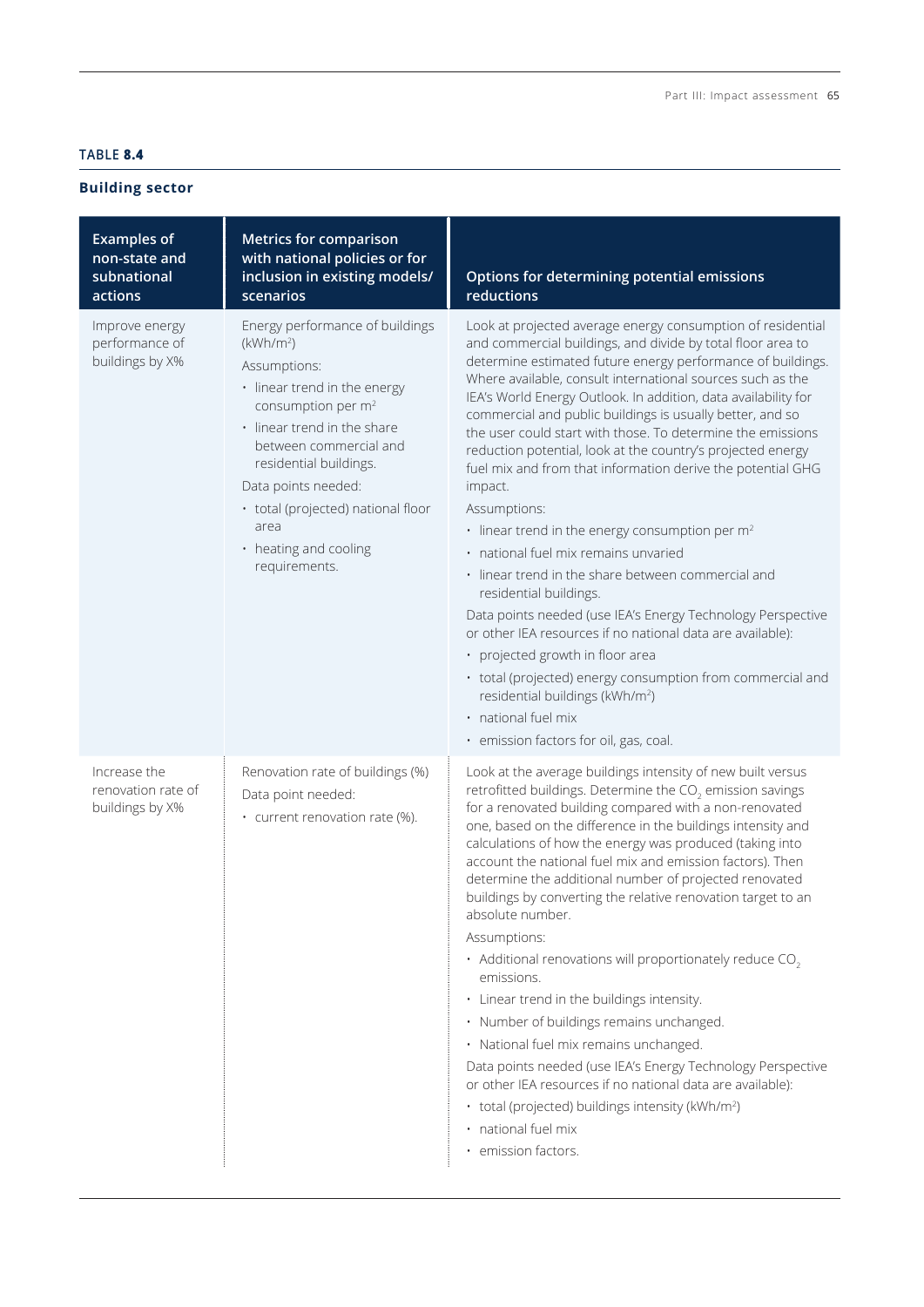**TABLE 8.4**

## Building sector

| Examples of non-state and subnational actions | Metrics for comparison with national policies or for inclusion in existing models/ scenarios | Options for determining potential emissions reductions |
|---|---|---|
| Improve energy performance of buildings by X% | Energy performance of buildings (kWh/m$^2$)<br>Assumptions:<br>• linear trend in the energy consumption per m$^2$<br>• linear trend in the share between commercial and residential buildings.<br>Data points needed:<br>• total (projected) national floor area<br>• heating and cooling requirements. | Look at projected average energy consumption of residential and commercial buildings, and divide by total floor area to determine estimated future energy performance of buildings. Where available, consult international sources such as the IEA's World Energy Outlook. In addition, data availability for commercial and public buildings is usually better, and so the user could start with those. To determine the emissions reduction potential, look at the country's projected energy fuel mix and from that information derive the potential GHG impact.<br>Assumptions:<br>• linear trend in the energy consumption per m$^2$<br>• national fuel mix remains unvaried<br>• linear trend in the share between commercial and residential buildings.<br>Data points needed (use IEA's Energy Technology Perspective or other IEA resources if no national data are available):<br>• projected growth in floor area<br>• total (projected) energy consumption from commercial and residential buildings (kWh/m$^2$)<br>• national fuel mix<br>• emission factors for oil, gas, coal. |
| Increase the renovation rate of buildings by X% | Renovation rate of buildings (%)<br>Data point needed:<br>• current renovation rate (%). | Look at the average buildings intensity of new built versus retrofitted buildings. Determine the $CO_2$ emission savings for a renovated building compared with a non-renovated one, based on the difference in the buildings intensity and calculations of how the energy was produced (taking into account the national fuel mix and emission factors). Then determine the additional number of projected renovated buildings by converting the relative renovation target to an absolute number.<br>Assumptions:<br>• Additional renovations will proportionately reduce $CO_2$ emissions.<br>• Linear trend in the buildings intensity.<br>• Number of buildings remains unchanged.<br>• National fuel mix remains unchanged.<br>Data points needed (use IEA's Energy Technology Perspective or other IEA resources if no national data are available):<br>• total (projected) buildings intensity (kWh/m$^2$)<br>• national fuel mix<br>• emission factors. |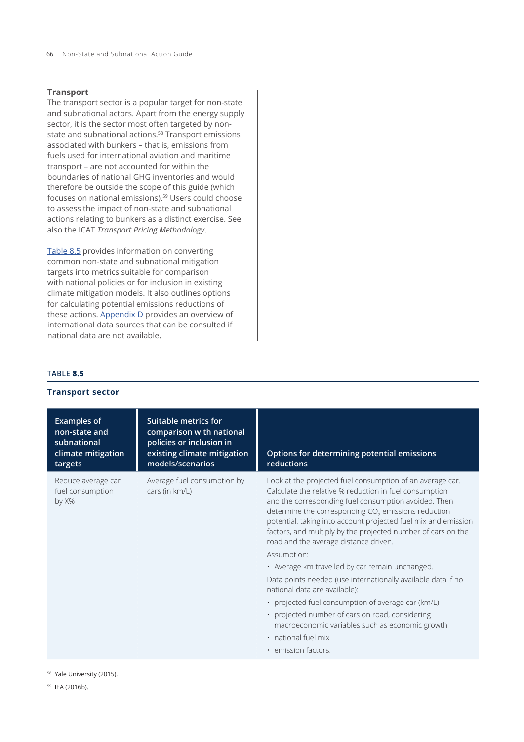### Transport

The transport sector is a popular target for non-state and subnational actors. Apart from the energy supply sector, it is the sector most often targeted by non-state and subnational actions.[58] Transport emissions associated with bunkers – that is, emissions from fuels used for international aviation and maritime transport – are not accounted for within the boundaries of national GHG inventories and would therefore be outside the scope of this guide (which focuses on national emissions).[59] Users could choose to assess the impact of non-state and subnational actions relating to bunkers as a distinct exercise. See also the ICAT *Transport Pricing Methodology*.

Table 8.5 provides information on converting common non-state and subnational mitigation targets into metrics suitable for comparison with national policies or for inclusion in existing climate mitigation models. It also outlines options for calculating potential emissions reductions of these actions. Appendix D provides an overview of international data sources that can be consulted if national data are not available.

**TABLE 8.5**

**Transport sector**

| Examples of non-state and subnational climate mitigation targets | Suitable metrics for comparison with national policies or inclusion in existing climate mitigation models/scenarios | Options for determining potential emissions reductions |
|---|---|---|
| Reduce average car fuel consumption by X% | Average fuel consumption by cars (in km/L) | Look at the projected fuel consumption of an average car. Calculate the relative % reduction in fuel consumption and the corresponding fuel consumption avoided. Then determine the corresponding $CO_2$ emissions reduction potential, taking into account projected fuel mix and emission factors, and multiply by the projected number of cars on the road and the average distance driven.<br><br>Assumption:<br>• Average km travelled by car remain unchanged.<br><br>Data points needed (use internationally available data if no national data are available):<br>• projected fuel consumption of average car (km/L)<br>• projected number of cars on road, considering macroeconomic variables such as economic growth<br>• national fuel mix<br>• emission factors. |

[58] Yale University (2015).

[59] IEA (2016b).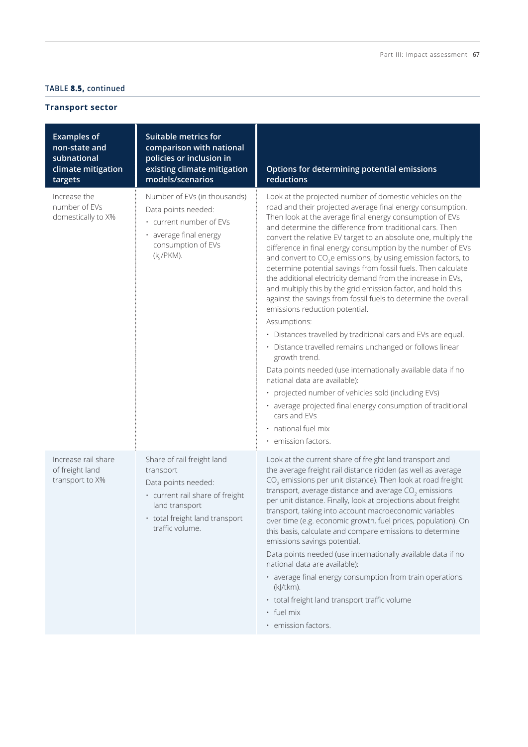**TABLE 8.5, continued**

**Transport sector**

| Examples of non-state and subnational climate mitigation targets | Suitable metrics for comparison with national policies or inclusion in existing climate mitigation models/scenarios | Options for determining potential emissions reductions |
|---|---|---|
| Increase the number of EVs domestically to X% | Number of EVs (in thousands)<br>Data points needed:<br>• current number of EVs<br>• average final energy consumption of EVs (kJ/PKM). | Look at the projected number of domestic vehicles on the road and their projected average final energy consumption. Then look at the average final energy consumption of EVs and determine the difference from traditional cars. Then convert the relative EV target to an absolute one, multiply the difference in final energy consumption by the number of EVs and convert to $CO_2e$ emissions, by using emission factors, to determine potential savings from fossil fuels. Then calculate the additional electricity demand from the increase in EVs, and multiply this by the grid emission factor, and hold this against the savings from fossil fuels to determine the overall emissions reduction potential.<br>Assumptions:<br>• Distances travelled by traditional cars and EVs are equal.<br>• Distance travelled remains unchanged or follows linear growth trend.<br>Data points needed (use internationally available data if no national data are available):<br>• projected number of vehicles sold (including EVs)<br>• average projected final energy consumption of traditional cars and EVs<br>• national fuel mix<br>• emission factors. |
| Increase rail share of freight land transport to X% | Share of rail freight land transport<br>Data points needed:<br>• current rail share of freight land transport<br>• total freight land transport traffic volume. | Look at the current share of freight land transport and the average freight rail distance ridden (as well as average $CO_2$ emissions per unit distance). Then look at road freight transport, average distance and average $CO_2$ emissions per unit distance. Finally, look at projections about freight transport, taking into account macroeconomic variables over time (e.g. economic growth, fuel prices, population). On this basis, calculate and compare emissions to determine emissions savings potential.<br>Data points needed (use internationally available data if no national data are available):<br>• average final energy consumption from train operations (kJ/tkm).<br>• total freight land transport traffic volume<br>• fuel mix<br>• emission factors. |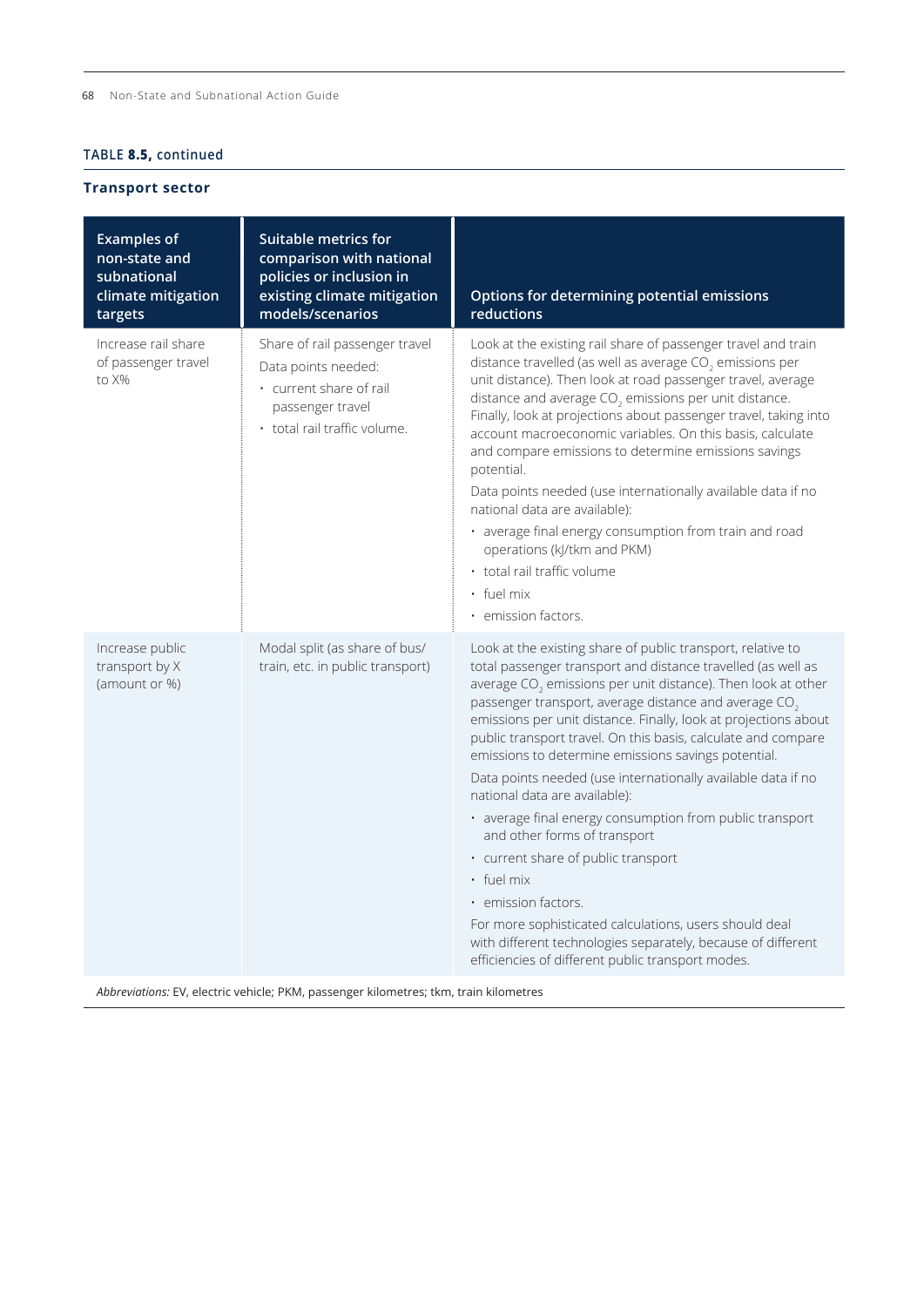**TABLE 8.5, continued**

**Transport sector**

| Examples of non-state and subnational climate mitigation targets | Suitable metrics for comparison with national policies or inclusion in existing climate mitigation models/scenarios | Options for determining potential emissions reductions |
|---|---|---|
| Increase rail share of passenger travel to X% | Share of rail passenger travel<br>Data points needed:<br>• current share of rail passenger travel<br>• total rail traffic volume. | Look at the existing rail share of passenger travel and train distance travelled (as well as average $CO_2$ emissions per unit distance). Then look at road passenger travel, average distance and average $CO_2$ emissions per unit distance. Finally, look at projections about passenger travel, taking into account macroeconomic variables. On this basis, calculate and compare emissions to determine emissions savings potential.<br>Data points needed (use internationally available data if no national data are available):<br>• average final energy consumption from train and road operations (kJ/tkm and PKM)<br>• total rail traffic volume<br>• fuel mix<br>• emission factors. |
| Increase public transport by X (amount or %) | Modal split (as share of bus/train, etc. in public transport) | Look at the existing share of public transport, relative to total passenger transport and distance travelled (as well as average $CO_2$ emissions per unit distance). Then look at other passenger transport, average distance and average $CO_2$ emissions per unit distance. Finally, look at projections about public transport travel. On this basis, calculate and compare emissions to determine emissions savings potential.<br>Data points needed (use internationally available data if no national data are available):<br>• average final energy consumption from public transport and other forms of transport<br>• current share of public transport<br>• fuel mix<br>• emission factors.<br>For more sophisticated calculations, users should deal with different technologies separately, because of different efficiencies of different public transport modes. |

*Abbreviations:* EV, electric vehicle; PKM, passenger kilometres; tkm, train kilometres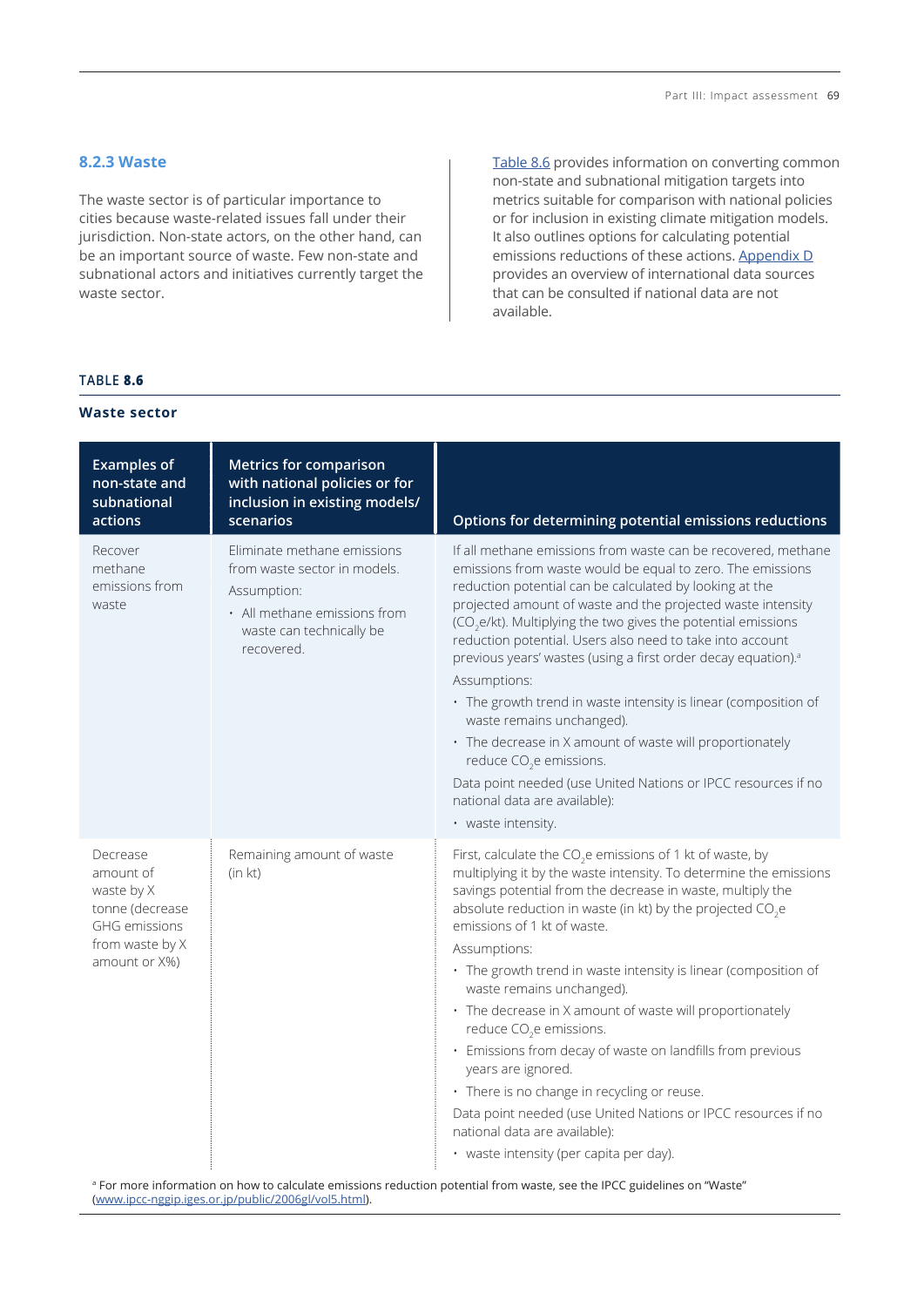### 8.2.3 Waste

The waste sector is of particular importance to cities because waste-related issues fall under their jurisdiction. Non-state actors, on the other hand, can be an important source of waste. Few non-state and subnational actors and initiatives currently target the waste sector.

Table 8.6 provides information on converting common non-state and subnational mitigation targets into metrics suitable for comparison with national policies or for inclusion in existing climate mitigation models. It also outlines options for calculating potential emissions reductions of these actions. Appendix D provides an overview of international data sources that can be consulted if national data are not available.

**TABLE 8.6**

**Waste sector**

| Examples of non-state and subnational actions | Metrics for comparison with national policies or for inclusion in existing models/ scenarios | Options for determining potential emissions reductions |
|---|---|---|
| Recover methane emissions from waste | Eliminate methane emissions from waste sector in models.<br>Assumption:<br>• All methane emissions from waste can technically be recovered. | If all methane emissions from waste can be recovered, methane emissions from waste would be equal to zero. The emissions reduction potential can be calculated by looking at the projected amount of waste and the projected waste intensity ($CO_2$e/kt). Multiplying the two gives the potential emissions reduction potential. Users also need to take into account previous years' wastes (using a first order decay equation).[a]<br>Assumptions:<br>• The growth trend in waste intensity is linear (composition of waste remains unchanged).<br>• The decrease in X amount of waste will proportionately reduce $CO_2$e emissions.<br>Data point needed (use United Nations or IPCC resources if no national data are available):<br>• waste intensity. |
| Decrease amount of waste by X tonne (decrease GHG emissions from waste by X amount or X%) | Remaining amount of waste (in kt) | First, calculate the $CO_2$e emissions of 1 kt of waste, by multiplying it by the waste intensity. To determine the emissions savings potential from the decrease in waste, multiply the absolute reduction in waste (in kt) by the projected $CO_2$e emissions of 1 kt of waste.<br>Assumptions:<br>• The growth trend in waste intensity is linear (composition of waste remains unchanged).<br>• The decrease in X amount of waste will proportionately reduce $CO_2$e emissions.<br>• Emissions from decay of waste on landfills from previous years are ignored.<br>• There is no change in recycling or reuse.<br>Data point needed (use United Nations or IPCC resources if no national data are available):<br>• waste intensity (per capita per day). |

[a] For more information on how to calculate emissions reduction potential from waste, see the IPCC guidelines on "Waste" (www.ipcc-nggip.iges.or.jp/public/2006gl/vol5.html).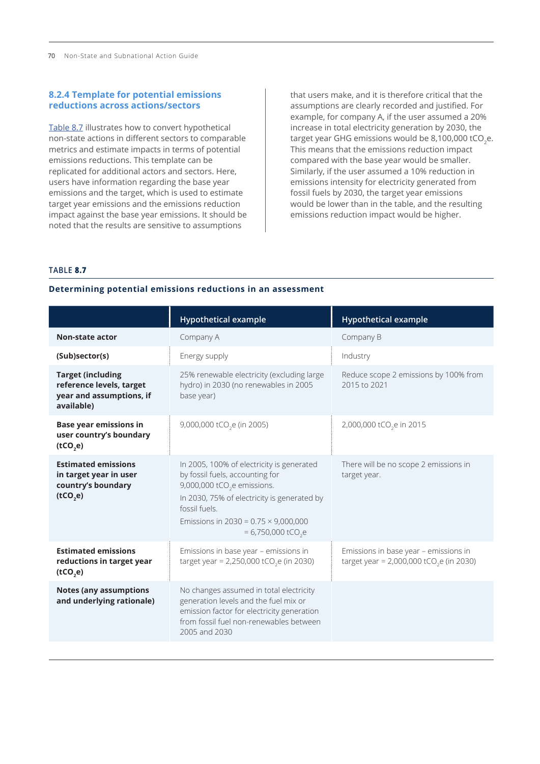### 8.2.4 Template for potential emissions reductions across actions/sectors

Table 8.7 illustrates how to convert hypothetical non-state actions in different sectors to comparable metrics and estimate impacts in terms of potential emissions reductions. This template can be replicated for additional actors and sectors. Here, users have information regarding the base year emissions and the target, which is used to estimate target year emissions and the emissions reduction impact against the base year emissions. It should be noted that the results are sensitive to assumptions that users make, and it is therefore critical that the assumptions are clearly recorded and justified. For example, for company A, if the user assumed a 20% increase in total electricity generation by 2030, the target year GHG emissions would be 8,100,000 $tCO_2e$. This means that the emissions reduction impact compared with the base year would be smaller. Similarly, if the user assumed a 10% reduction in emissions intensity for electricity generated from fossil fuels by 2030, the target year emissions would be lower than in the table, and the resulting emissions reduction impact would be higher.

TABLE **8.7**

**Determining potential emissions reductions in an assessment**

| | Hypothetical example | Hypothetical example |
|---|---|---|
| **Non-state actor** | Company A | Company B |
| **(Sub)sector(s)** | Energy supply | Industry |
| **Target (including reference levels, target year and assumptions, if available)** | 25% renewable electricity (excluding large hydro) in 2030 (no renewables in 2005 base year) | Reduce scope 2 emissions by 100% from 2015 to 2021 |
| **Base year emissions in user country's boundary ($tCO_2e$)** | 9,000,000 $tCO_2e$ (in 2005) | 2,000,000 $tCO_2e$ in 2015 |
| **Estimated emissions in target year in user country's boundary ($tCO_2e$)** | In 2005, 100% of electricity is generated by fossil fuels, accounting for 9,000,000 $tCO_2e$ emissions. In 2030, 75% of electricity is generated by fossil fuels. Emissions in 2030 = 0.75 × 9,000,000 = 6,750,000 $tCO_2e$ | There will be no scope 2 emissions in target year. |
| **Estimated emissions reductions in target year ($tCO_2e$)** | Emissions in base year – emissions in target year = 2,250,000 $tCO_2e$ (in 2030) | Emissions in base year – emissions in target year = 2,000,000 $tCO_2e$ (in 2030) |
| **Notes (any assumptions and underlying rationale)** | No changes assumed in total electricity generation levels and the fuel mix or emission factor for electricity generation from fossil fuel non-renewables between 2005 and 2030 | |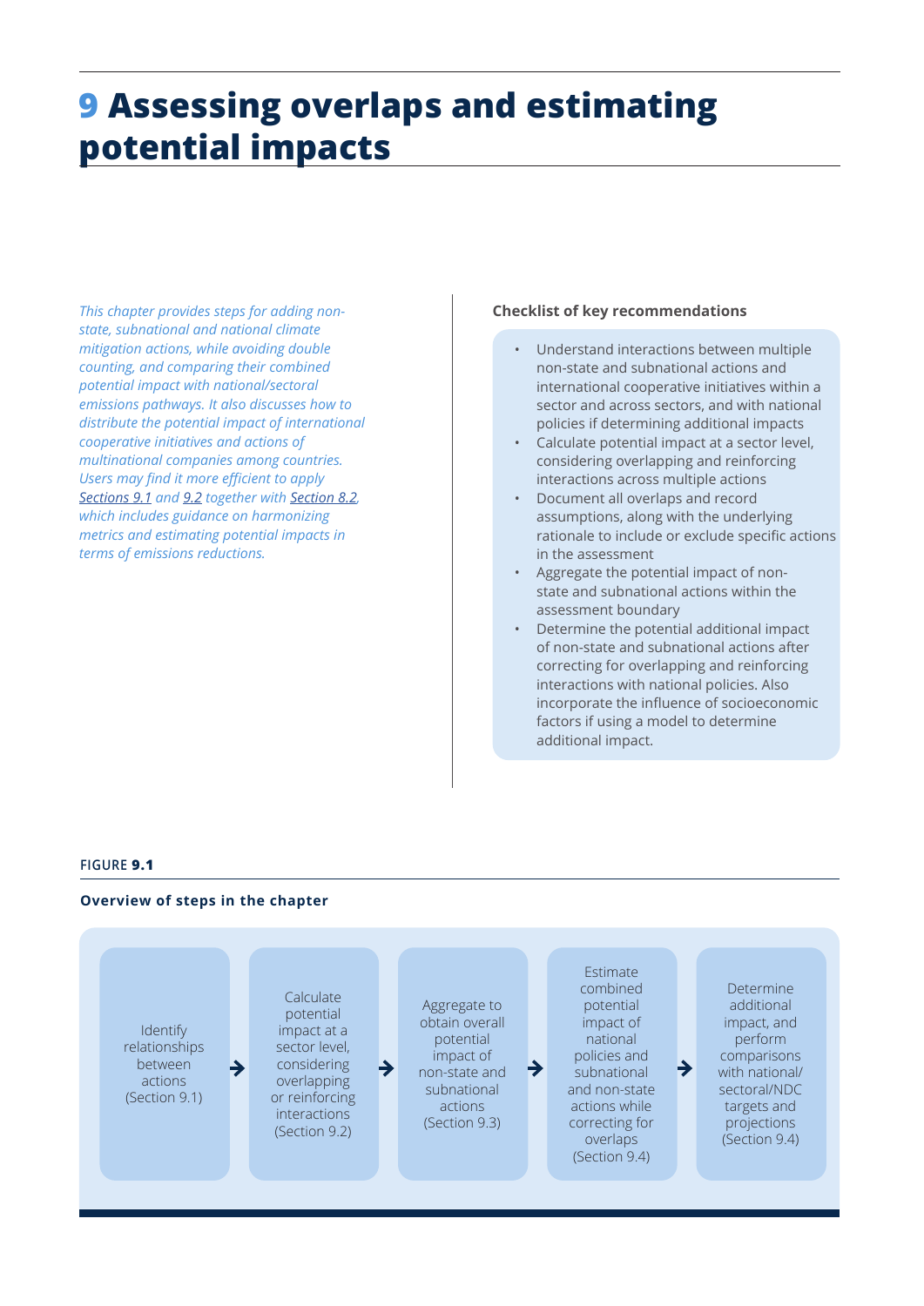# 9 Assessing overlaps and estimating potential impacts

*This chapter provides steps for adding non-state, subnational and national climate mitigation actions, while avoiding double counting, and comparing their combined potential impact with national/sectoral emissions pathways. It also discusses how to distribute the potential impact of international cooperative initiatives and actions of multinational companies among countries. Users may find it more efficient to apply Sections 9.1 and 9.2 together with Section 8.2, which includes guidance on harmonizing metrics and estimating potential impacts in terms of emissions reductions.*

**Checklist of key recommendations**

- Understand interactions between multiple non-state and subnational actions and international cooperative initiatives within a sector and across sectors, and with national policies if determining additional impacts
- Calculate potential impact at a sector level, considering overlapping and reinforcing interactions across multiple actions
- Document all overlaps and record assumptions, along with the underlying rationale to include or exclude specific actions in the assessment
- Aggregate the potential impact of non-state and subnational actions within the assessment boundary
- Determine the potential additional impact of non-state and subnational actions after correcting for overlapping and reinforcing interactions with national policies. Also incorporate the influence of socioeconomic factors if using a model to determine additional impact.

FIGURE **9.1**

**Overview of steps in the chapter**

Identify relationships between actions (Section 9.1) → Calculate potential impact at a sector level, considering overlapping or reinforcing interactions (Section 9.2) → Aggregate to obtain overall potential impact of non-state and subnational actions (Section 9.3) → Estimate combined potential impact of national policies and subnational and non-state actions while correcting for overlaps (Section 9.4) → Determine additional impact, and perform comparisons with national/sectoral/NDC targets and projections (Section 9.4)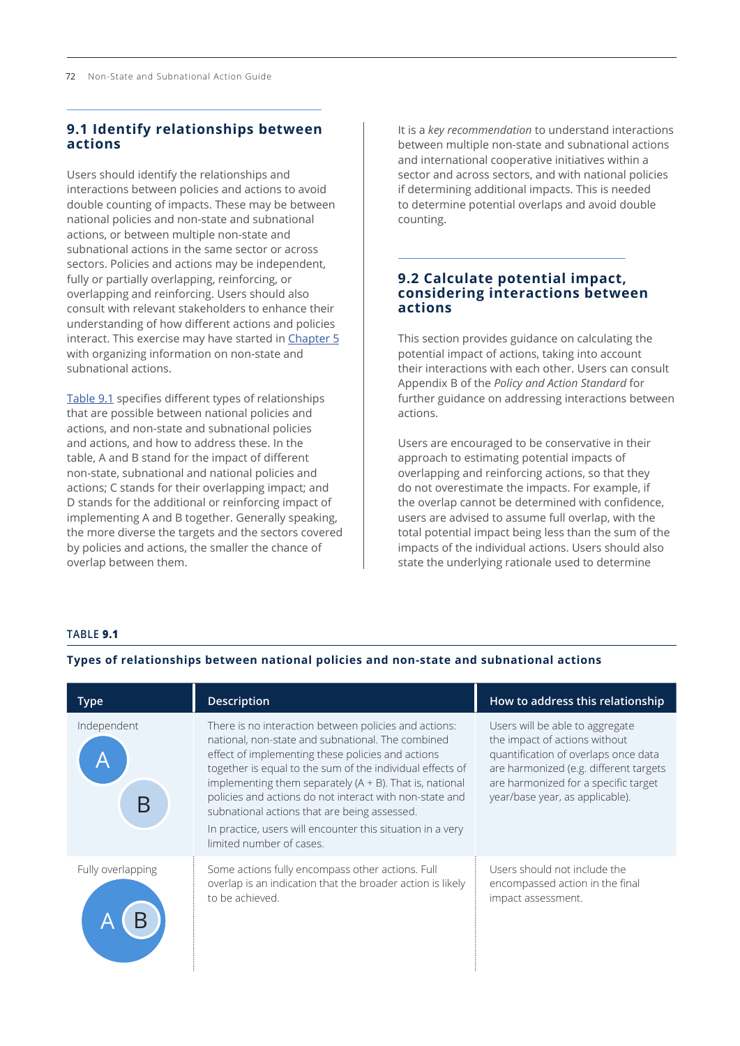## 9.1 Identify relationships between actions

Users should identify the relationships and interactions between policies and actions to avoid double counting of impacts. These may be between national policies and non-state and subnational actions, or between multiple non-state and subnational actions in the same sector or across sectors. Policies and actions may be independent, fully or partially overlapping, reinforcing, or overlapping and reinforcing. Users should also consult with relevant stakeholders to enhance their understanding of how different actions and policies interact. This exercise may have started in Chapter 5 with organizing information on non-state and subnational actions.

Table 9.1 specifies different types of relationships that are possible between national policies and actions, and non-state and subnational policies and actions, and how to address these. In the table, A and B stand for the impact of different non-state, subnational and national policies and actions; C stands for their overlapping impact; and D stands for the additional or reinforcing impact of implementing A and B together. Generally speaking, the more diverse the targets and the sectors covered by policies and actions, the smaller the chance of overlap between them.

It is a *key recommendation* to understand interactions between multiple non-state and subnational actions and international cooperative initiatives within a sector and across sectors, and with national policies if determining additional impacts. This is needed to determine potential overlaps and avoid double counting.

## 9.2 Calculate potential impact, considering interactions between actions

This section provides guidance on calculating the potential impact of actions, taking into account their interactions with each other. Users can consult Appendix B of the *Policy and Action Standard* for further guidance on addressing interactions between actions.

Users are encouraged to be conservative in their approach to estimating potential impacts of overlapping and reinforcing actions, so that they do not overestimate the impacts. For example, if the overlap cannot be determined with confidence, users are advised to assume full overlap, with the total potential impact being less than the sum of the impacts of the individual actions. Users should also state the underlying rationale used to determine

**TABLE 9.1**

**Types of relationships between national policies and non-state and subnational actions**

| Type | Description | How to address this relationship |
|---|---|---|
| Independent (A, B) | There is no interaction between policies and actions: national, non-state and subnational. The combined effect of implementing these policies and actions together is equal to the sum of the individual effects of implementing them separately (A + B). That is, national policies and actions do not interact with non-state and subnational actions that are being assessed.<br><br>In practice, users will encounter this situation in a very limited number of cases. | Users will be able to aggregate the impact of actions without quantification of overlaps once data are harmonized (e.g. different targets are harmonized for a specific target year/base year, as applicable). |
| Fully overlapping (A, B) | Some actions fully encompass other actions. Full overlap is an indication that the broader action is likely to be achieved. | Users should not include the encompassed action in the final impact assessment. |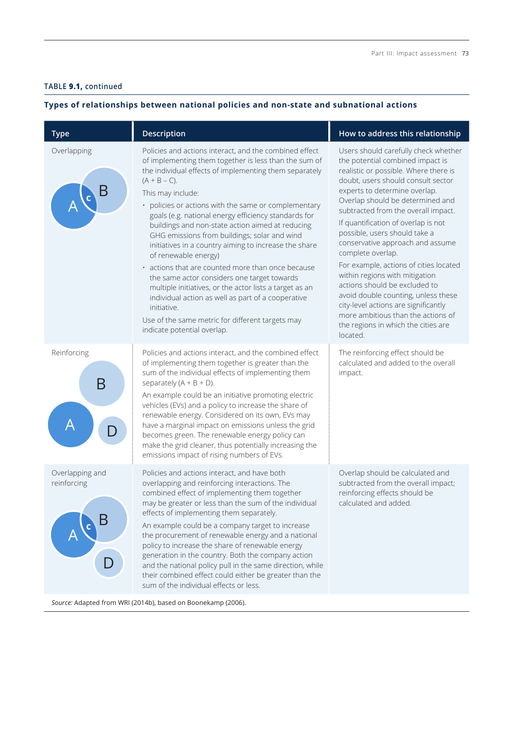TABLE **9.1,** continued

**Types of relationships between national policies and non-state and subnational actions**

| Type | Description | How to address this relationship |
|---|---|---|
| Overlapping | Policies and actions interact, and the combined effect of implementing them together is less than the sum of the individual effects of implementing them separately (A + B – C).<br><br>This may include:<br>• policies or actions with the same or complementary goals (e.g. national energy efficiency standards for buildings and non-state action aimed at reducing GHG emissions from buildings; solar and wind initiatives in a country aiming to increase the share of renewable energy)<br>• actions that are counted more than once because the same actor considers one target towards multiple initiatives, or the actor lists a target as an individual action as well as part of a cooperative initiative.<br><br>Use of the same metric for different targets may indicate potential overlap. | Users should carefully check whether the potential combined impact is realistic or possible. Where there is doubt, users should consult sector experts to determine overlap. Overlap should be determined and subtracted from the overall impact.<br><br>If quantification of overlap is not possible, users should take a conservative approach and assume complete overlap.<br><br>For example, actions of cities located within regions with mitigation actions should be excluded to avoid double counting, unless these city-level actions are significantly more ambitious than the actions of the regions in which the cities are located. |
| Reinforcing | Policies and actions interact, and the combined effect of implementing them together is greater than the sum of the individual effects of implementing them separately (A + B + D).<br><br>An example could be an initiative promoting electric vehicles (EVs) and a policy to increase the share of renewable energy. Considered on its own, EVs may have a marginal impact on emissions unless the grid becomes green. The renewable energy policy can make the grid cleaner, thus potentially increasing the emissions impact of rising numbers of EVs. | The reinforcing effect should be calculated and added to the overall impact. |
| Overlapping and reinforcing | Policies and actions interact, and have both overlapping and reinforcing interactions. The combined effect of implementing them together may be greater than or less than the sum of the individual effects of implementing them separately.<br><br>An example could be a company target to increase the procurement of renewable energy and a national policy to increase the share of renewable energy generation in the country. Both the company action and the national policy pull in the same direction, while their combined effect could either be greater than the sum of the individual effects or less. | Overlap should be calculated and subtracted from the overall impact; reinforcing effects should be calculated and added. |

*Source:* Adapted from WRI (2014b), based on Boonekamp (2006).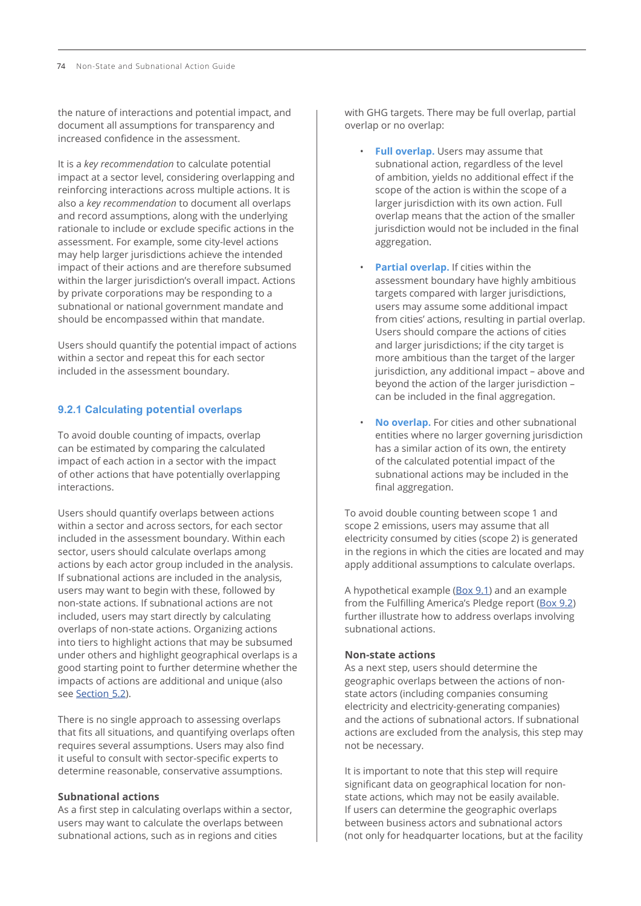the nature of interactions and potential impact, and document all assumptions for transparency and increased confidence in the assessment.

It is a *key recommendation* to calculate potential impact at a sector level, considering overlapping and reinforcing interactions across multiple actions. It is also a *key recommendation* to document all overlaps and record assumptions, along with the underlying rationale to include or exclude specific actions in the assessment. For example, some city-level actions may help larger jurisdictions achieve the intended impact of their actions and are therefore subsumed within the larger jurisdiction's overall impact. Actions by private corporations may be responding to a subnational or national government mandate and should be encompassed within that mandate.

Users should quantify the potential impact of actions within a sector and repeat this for each sector included in the assessment boundary.

### 9.2.1 Calculating potential overlaps

To avoid double counting of impacts, overlap can be estimated by comparing the calculated impact of each action in a sector with the impact of other actions that have potentially overlapping interactions.

Users should quantify overlaps between actions within a sector and across sectors, for each sector included in the assessment boundary. Within each sector, users should calculate overlaps among actions by each actor group included in the analysis. If subnational actions are included in the analysis, users may want to begin with these, followed by non-state actions. If subnational actions are not included, users may start directly by calculating overlaps of non-state actions. Organizing actions into tiers to highlight actions that may be subsumed under others and highlight geographical overlaps is a good starting point to further determine whether the impacts of actions are additional and unique (also see Section 5.2).

There is no single approach to assessing overlaps that fits all situations, and quantifying overlaps often requires several assumptions. Users may also find it useful to consult with sector-specific experts to determine reasonable, conservative assumptions.

**Subnational actions**
As a first step in calculating overlaps within a sector, users may want to calculate the overlaps between subnational actions, such as in regions and cities with GHG targets. There may be full overlap, partial overlap or no overlap:

- **Full overlap.** Users may assume that subnational action, regardless of the level of ambition, yields no additional effect if the scope of the action is within the scope of a larger jurisdiction with its own action. Full overlap means that the action of the smaller jurisdiction would not be included in the final aggregation.

- **Partial overlap.** If cities within the assessment boundary have highly ambitious targets compared with larger jurisdictions, users may assume some additional impact from cities' actions, resulting in partial overlap. Users should compare the actions of cities and larger jurisdictions; if the city target is more ambitious than the target of the larger jurisdiction, any additional impact – above and beyond the action of the larger jurisdiction – can be included in the final aggregation.

- **No overlap.** For cities and other subnational entities where no larger governing jurisdiction has a similar action of its own, the entirety of the calculated potential impact of the subnational actions may be included in the final aggregation.

To avoid double counting between scope 1 and scope 2 emissions, users may assume that all electricity consumed by cities (scope 2) is generated in the regions in which the cities are located and may apply additional assumptions to calculate overlaps.

A hypothetical example (Box 9.1) and an example from the Fulfilling America's Pledge report (Box 9.2) further illustrate how to address overlaps involving subnational actions.

**Non-state actions**
As a next step, users should determine the geographic overlaps between the actions of non-state actors (including companies consuming electricity and electricity-generating companies) and the actions of subnational actors. If subnational actions are excluded from the analysis, this step may not be necessary.

It is important to note that this step will require significant data on geographical location for non-state actions, which may not be easily available. If users can determine the geographic overlaps between business actors and subnational actors (not only for headquarter locations, but at the facility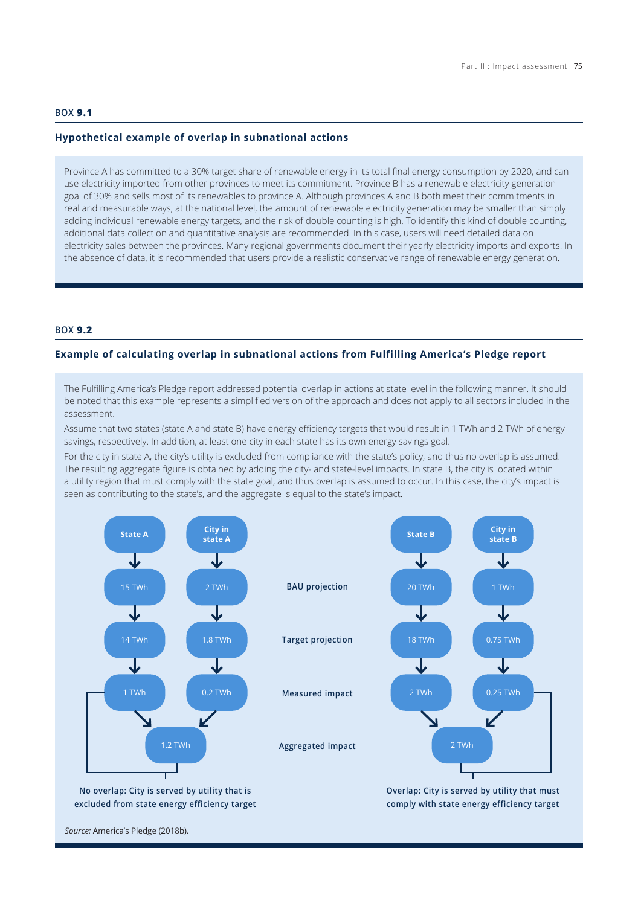## BOX 9.1

### Hypothetical example of overlap in subnational actions

Province A has committed to a 30% target share of renewable energy in its total final energy consumption by 2020, and can use electricity imported from other provinces to meet its commitment. Province B has a renewable electricity generation goal of 30% and sells most of its renewables to province A. Although provinces A and B both meet their commitments in real and measurable ways, at the national level, the amount of renewable electricity generation may be smaller than simply adding individual renewable energy targets, and the risk of double counting is high. To identify this kind of double counting, additional data collection and quantitative analysis are recommended. In this case, users will need detailed data on electricity sales between the provinces. Many regional governments document their yearly electricity imports and exports. In the absence of data, it is recommended that users provide a realistic conservative range of renewable energy generation.

## BOX 9.2

### Example of calculating overlap in subnational actions from Fulfilling America's Pledge report

The Fulfilling America's Pledge report addressed potential overlap in actions at state level in the following manner. It should be noted that this example represents a simplified version of the approach and does not apply to all sectors included in the assessment.

Assume that two states (state A and state B) have energy efficiency targets that would result in 1 TWh and 2 TWh of energy savings, respectively. In addition, at least one city in each state has its own energy savings goal.

For the city in state A, the city's utility is excluded from compliance with the state's policy, and thus no overlap is assumed. The resulting aggregate figure is obtained by adding the city- and state-level impacts. In state B, the city is located within a utility region that must comply with the state goal, and thus overlap is assumed to occur. In this case, the city's impact is seen as contributing to the state's, and the aggregate is equal to the state's impact.

| | State A | City in state A | State B | City in state B |
|---|---|---|---|---|
| BAU projection | 15 TWh | 2 TWh | 20 TWh | 1 TWh |
| Target projection | 14 TWh | 1.8 TWh | 18 TWh | 0.75 TWh |
| Measured impact | 1 TWh | 0.2 TWh | 2 TWh | 0.25 TWh |
| Aggregated impact | 1.2 TWh | | 2 TWh | |

No overlap: City is served by utility that is excluded from state energy efficiency target

Overlap: City is served by utility that must comply with state energy efficiency target

*Source:* America's Pledge (2018b).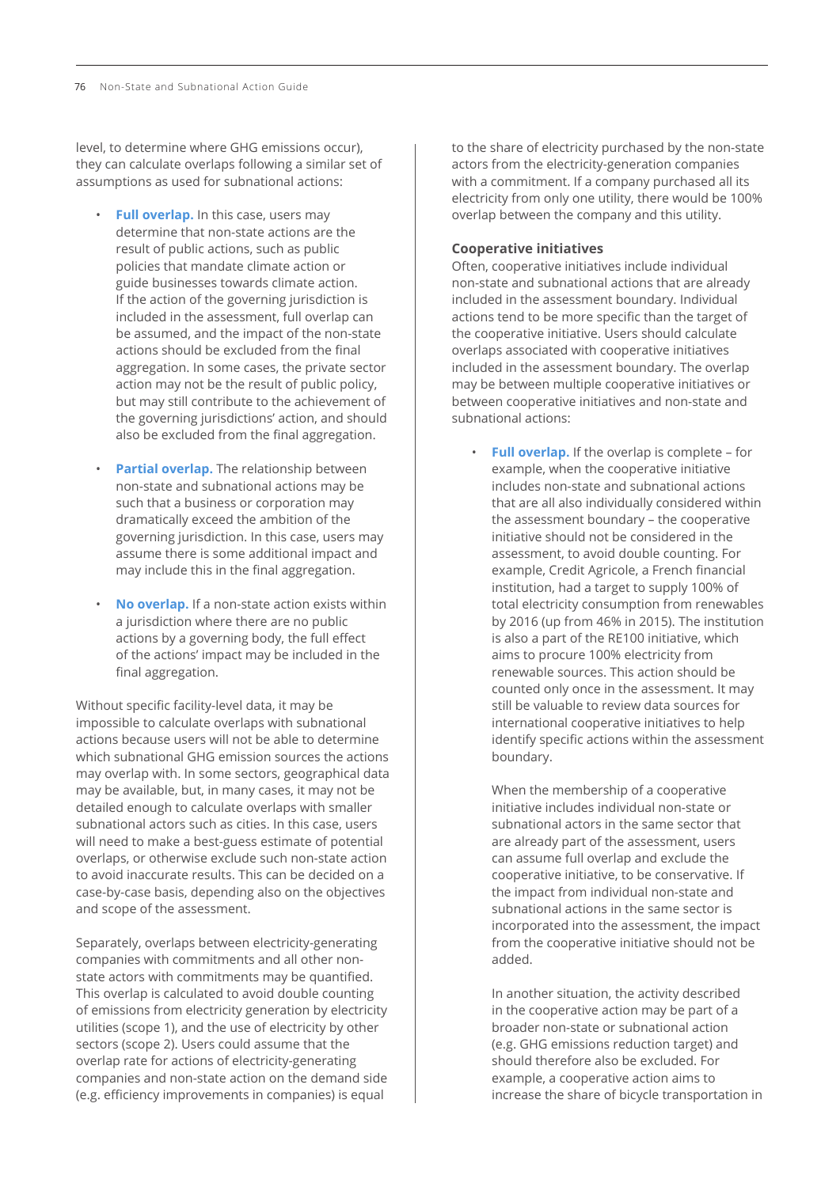level, to determine where GHG emissions occur), they can calculate overlaps following a similar set of assumptions as used for subnational actions:

- **Full overlap.** In this case, users may determine that non-state actions are the result of public actions, such as public policies that mandate climate action or guide businesses towards climate action. If the action of the governing jurisdiction is included in the assessment, full overlap can be assumed, and the impact of the non-state actions should be excluded from the final aggregation. In some cases, the private sector action may not be the result of public policy, but may still contribute to the achievement of the governing jurisdictions' action, and should also be excluded from the final aggregation.
- **Partial overlap.** The relationship between non-state and subnational actions may be such that a business or corporation may dramatically exceed the ambition of the governing jurisdiction. In this case, users may assume there is some additional impact and may include this in the final aggregation.
- **No overlap.** If a non-state action exists within a jurisdiction where there are no public actions by a governing body, the full effect of the actions' impact may be included in the final aggregation.

Without specific facility-level data, it may be impossible to calculate overlaps with subnational actions because users will not be able to determine which subnational GHG emission sources the actions may overlap with. In some sectors, geographical data may be available, but, in many cases, it may not be detailed enough to calculate overlaps with smaller subnational actors such as cities. In this case, users will need to make a best-guess estimate of potential overlaps, or otherwise exclude such non-state action to avoid inaccurate results. This can be decided on a case-by-case basis, depending also on the objectives and scope of the assessment.

Separately, overlaps between electricity-generating companies with commitments and all other non-state actors with commitments may be quantified. This overlap is calculated to avoid double counting of emissions from electricity generation by electricity utilities (scope 1), and the use of electricity by other sectors (scope 2). Users could assume that the overlap rate for actions of electricity-generating companies and non-state action on the demand side (e.g. efficiency improvements in companies) is equal to the share of electricity purchased by the non-state actors from the electricity-generation companies with a commitment. If a company purchased all its electricity from only one utility, there would be 100% overlap between the company and this utility.

### Cooperative initiatives

Often, cooperative initiatives include individual non-state and subnational actions that are already included in the assessment boundary. Individual actions tend to be more specific than the target of the cooperative initiative. Users should calculate overlaps associated with cooperative initiatives included in the assessment boundary. The overlap may be between multiple cooperative initiatives or between cooperative initiatives and non-state and subnational actions:

- **Full overlap.** If the overlap is complete – for example, when the cooperative initiative includes non-state and subnational actions that are all also individually considered within the assessment boundary – the cooperative initiative should not be considered in the assessment, to avoid double counting. For example, Credit Agricole, a French financial institution, had a target to supply 100% of total electricity consumption from renewables by 2016 (up from 46% in 2015). The institution is also a part of the RE100 initiative, which aims to procure 100% electricity from renewable sources. This action should be counted only once in the assessment. It may still be valuable to review data sources for international cooperative initiatives to help identify specific actions within the assessment boundary.

  When the membership of a cooperative initiative includes individual non-state or subnational actors in the same sector that are already part of the assessment, users can assume full overlap and exclude the cooperative initiative, to be conservative. If the impact from individual non-state and subnational actions in the same sector is incorporated into the assessment, the impact from the cooperative initiative should not be added.

  In another situation, the activity described in the cooperative action may be part of a broader non-state or subnational action (e.g. GHG emissions reduction target) and should therefore also be excluded. For example, a cooperative action aims to increase the share of bicycle transportation in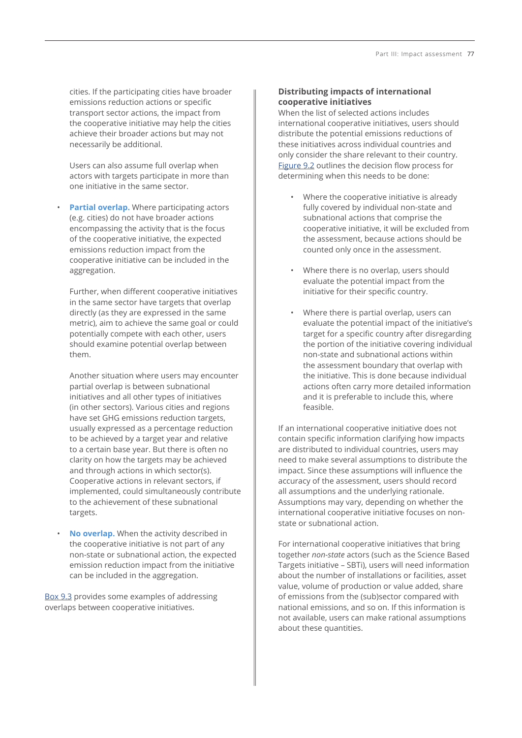cities. If the participating cities have broader emissions reduction actions or specific transport sector actions, the impact from the cooperative initiative may help the cities achieve their broader actions but may not necessarily be additional.

Users can also assume full overlap when actors with targets participate in more than one initiative in the same sector.

- **Partial overlap.** Where participating actors (e.g. cities) do not have broader actions encompassing the activity that is the focus of the cooperative initiative, the expected emissions reduction impact from the cooperative initiative can be included in the aggregation.

  Further, when different cooperative initiatives in the same sector have targets that overlap directly (as they are expressed in the same metric), aim to achieve the same goal or could potentially compete with each other, users should examine potential overlap between them.

  Another situation where users may encounter partial overlap is between subnational initiatives and all other types of initiatives (in other sectors). Various cities and regions have set GHG emissions reduction targets, usually expressed as a percentage reduction to be achieved by a target year and relative to a certain base year. But there is often no clarity on how the targets may be achieved and through actions in which sector(s). Cooperative actions in relevant sectors, if implemented, could simultaneously contribute to the achievement of these subnational targets.

- **No overlap.** When the activity described in the cooperative initiative is not part of any non-state or subnational action, the expected emission reduction impact from the initiative can be included in the aggregation.

Box 9.3 provides some examples of addressing overlaps between cooperative initiatives.

**Distributing impacts of international cooperative initiatives**

When the list of selected actions includes international cooperative initiatives, users should distribute the potential emissions reductions of these initiatives across individual countries and only consider the share relevant to their country. Figure 9.2 outlines the decision flow process for determining when this needs to be done:

- Where the cooperative initiative is already fully covered by individual non-state and subnational actions that comprise the cooperative initiative, it will be excluded from the assessment, because actions should be counted only once in the assessment.

- Where there is no overlap, users should evaluate the potential impact from the initiative for their specific country.

- Where there is partial overlap, users can evaluate the potential impact of the initiative's target for a specific country after disregarding the portion of the initiative covering individual non-state and subnational actions within the assessment boundary that overlap with the initiative. This is done because individual actions often carry more detailed information and it is preferable to include this, where feasible.

If an international cooperative initiative does not contain specific information clarifying how impacts are distributed to individual countries, users may need to make several assumptions to distribute the impact. Since these assumptions will influence the accuracy of the assessment, users should record all assumptions and the underlying rationale. Assumptions may vary, depending on whether the international cooperative initiative focuses on non-state or subnational action.

For international cooperative initiatives that bring together *non-state* actors (such as the Science Based Targets initiative – SBTi), users will need information about the number of installations or facilities, asset value, volume of production or value added, share of emissions from the (sub)sector compared with national emissions, and so on. If this information is not available, users can make rational assumptions about these quantities.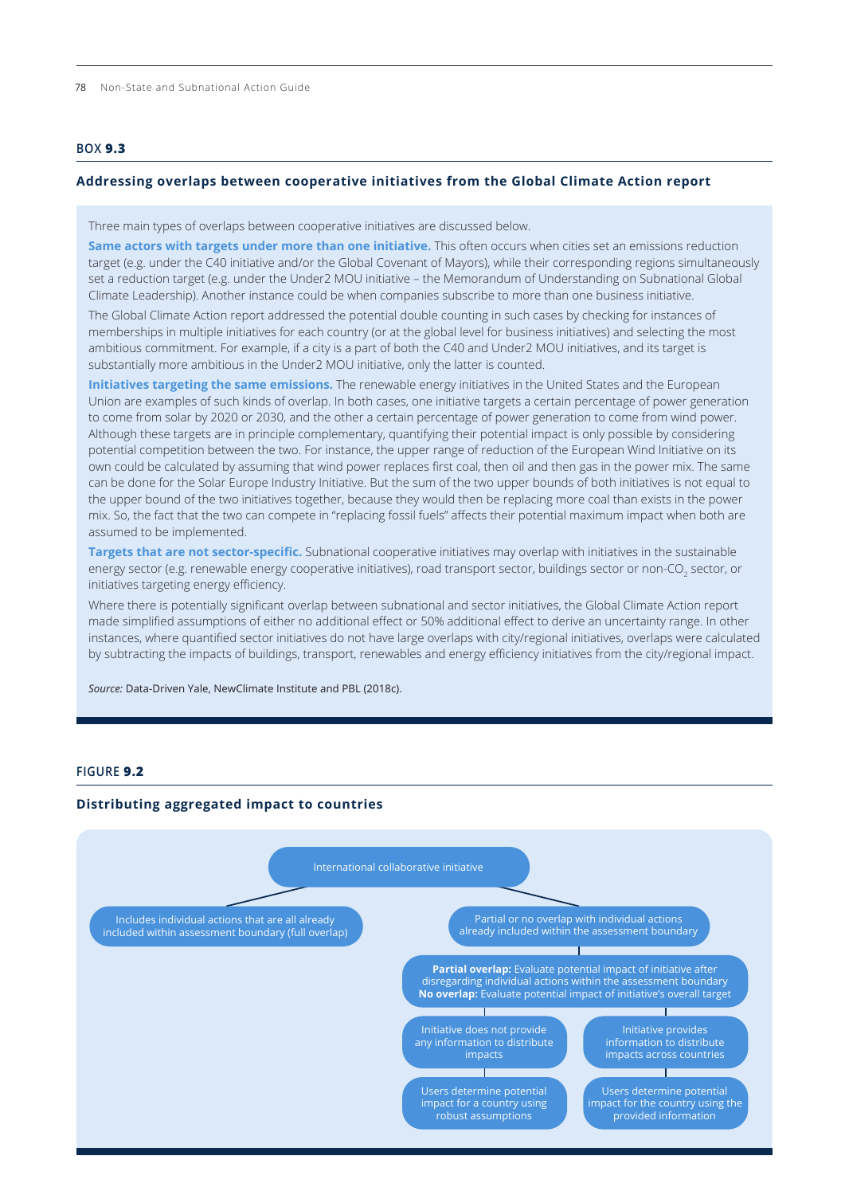**BOX 9.3**

### Addressing overlaps between cooperative initiatives from the Global Climate Action report

Three main types of overlaps between cooperative initiatives are discussed below.

**Same actors with targets under more than one initiative.** This often occurs when cities set an emissions reduction target (e.g. under the C40 initiative and/or the Global Covenant of Mayors), while their corresponding regions simultaneously set a reduction target (e.g. under the Under2 MOU initiative – the Memorandum of Understanding on Subnational Global Climate Leadership). Another instance could be when companies subscribe to more than one business initiative.

The Global Climate Action report addressed the potential double counting in such cases by checking for instances of memberships in multiple initiatives for each country (or at the global level for business initiatives) and selecting the most ambitious commitment. For example, if a city is a part of both the C40 and Under2 MOU initiatives, and its target is substantially more ambitious in the Under2 MOU initiative, only the latter is counted.

**Initiatives targeting the same emissions.** The renewable energy initiatives in the United States and the European Union are examples of such kinds of overlap. In both cases, one initiative targets a certain percentage of power generation to come from solar by 2020 or 2030, and the other a certain percentage of power generation to come from wind power. Although these targets are in principle complementary, quantifying their potential impact is only possible by considering potential competition between the two. For instance, the upper range of reduction of the European Wind Initiative on its own could be calculated by assuming that wind power replaces first coal, then oil and then gas in the power mix. The same can be done for the Solar Europe Industry Initiative. But the sum of the two upper bounds of both initiatives is not equal to the upper bound of the two initiatives together, because they would then be replacing more coal than exists in the power mix. So, the fact that the two can compete in "replacing fossil fuels" affects their potential maximum impact when both are assumed to be implemented.

**Targets that are not sector-specific.** Subnational cooperative initiatives may overlap with initiatives in the sustainable energy sector (e.g. renewable energy cooperative initiatives), road transport sector, buildings sector or non-$CO_2$ sector, or initiatives targeting energy efficiency.

Where there is potentially significant overlap between subnational and sector initiatives, the Global Climate Action report made simplified assumptions of either no additional effect or 50% additional effect to derive an uncertainty range. In other instances, where quantified sector initiatives do not have large overlaps with city/regional initiatives, overlaps were calculated by subtracting the impacts of buildings, transport, renewables and energy efficiency initiatives from the city/regional impact.

*Source:* Data-Driven Yale, NewClimate Institute and PBL (2018c).

**FIGURE 9.2**

### Distributing aggregated impact to countries

- International collaborative initiative
  - Includes individual actions that are all already included within assessment boundary (full overlap)
  - Partial or no overlap with individual actions already included within the assessment boundary
    - **Partial overlap:** Evaluate potential impact of initiative after disregarding individual actions within the assessment boundary
      **No overlap:** Evaluate potential impact of initiative's overall target
      - Initiative does not provide any information to distribute impacts
        - Users determine potential impact for a country using robust assumptions
      - Initiative provides information to distribute impacts across countries
        - Users determine potential impact for the country using the provided information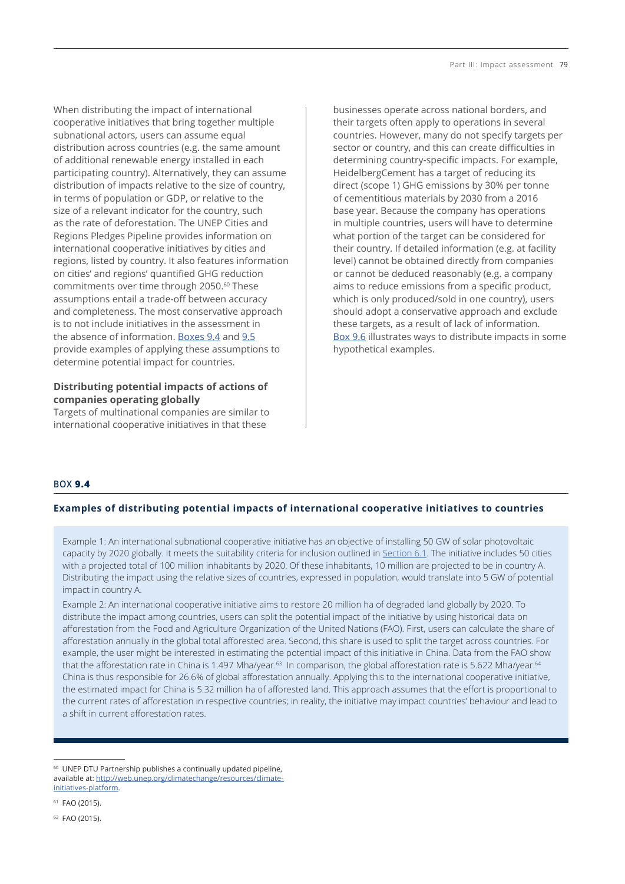When distributing the impact of international cooperative initiatives that bring together multiple subnational actors, users can assume equal distribution across countries (e.g. the same amount of additional renewable energy installed in each participating country). Alternatively, they can assume distribution of impacts relative to the size of country, in terms of population or GDP, or relative to the size of a relevant indicator for the country, such as the rate of deforestation. The UNEP Cities and Regions Pledges Pipeline provides information on international cooperative initiatives by cities and regions, listed by country. It also features information on cities' and regions' quantified GHG reduction commitments over time through 2050.[60] These assumptions entail a trade-off between accuracy and completeness. The most conservative approach is to not include initiatives in the assessment in the absence of information. Boxes 9.4 and 9.5 provide examples of applying these assumptions to determine potential impact for countries.

### Distributing potential impacts of actions of companies operating globally

Targets of multinational companies are similar to international cooperative initiatives in that these businesses operate across national borders, and their targets often apply to operations in several countries. However, many do not specify targets per sector or country, and this can create difficulties in determining country-specific impacts. For example, HeidelbergCement has a target of reducing its direct (scope 1) GHG emissions by 30% per tonne of cementitious materials by 2030 from a 2016 base year. Because the company has operations in multiple countries, users will have to determine what portion of the target can be considered for their country. If detailed information (e.g. at facility level) cannot be obtained directly from companies or cannot be deduced reasonably (e.g. a company aims to reduce emissions from a specific product, which is only produced/sold in one country), users should adopt a conservative approach and exclude these targets, as a result of lack of information. Box 9.6 illustrates ways to distribute impacts in some hypothetical examples.

BOX **9.4**

### Examples of distributing potential impacts of international cooperative initiatives to countries

Example 1: An international subnational cooperative initiative has an objective of installing 50 GW of solar photovoltaic capacity by 2020 globally. It meets the suitability criteria for inclusion outlined in Section 6.1. The initiative includes 50 cities with a projected total of 100 million inhabitants by 2020. Of these inhabitants, 10 million are projected to be in country A. Distributing the impact using the relative sizes of countries, expressed in population, would translate into 5 GW of potential impact in country A.

Example 2: An international cooperative initiative aims to restore 20 million ha of degraded land globally by 2020. To distribute the impact among countries, users can split the potential impact of the initiative by using historical data on afforestation from the Food and Agriculture Organization of the United Nations (FAO). First, users can calculate the share of afforestation annually in the global total afforested area. Second, this share is used to split the target across countries. For example, the user might be interested in estimating the potential impact of this initiative in China. Data from the FAO show that the afforestation rate in China is 1.497 Mha/year.[63] In comparison, the global afforestation rate is 5.622 Mha/year.[64] China is thus responsible for 26.6% of global afforestation annually. Applying this to the international cooperative initiative, the estimated impact for China is 5.32 million ha of afforested land. This approach assumes that the effort is proportional to the current rates of afforestation in respective countries; in reality, the initiative may impact countries' behaviour and lead to a shift in current afforestation rates.

---

[60] UNEP DTU Partnership publishes a continually updated pipeline, available at: http://web.unep.org/climatechange/resources/climate-initiatives-platform.

[61] FAO (2015).

[62] FAO (2015).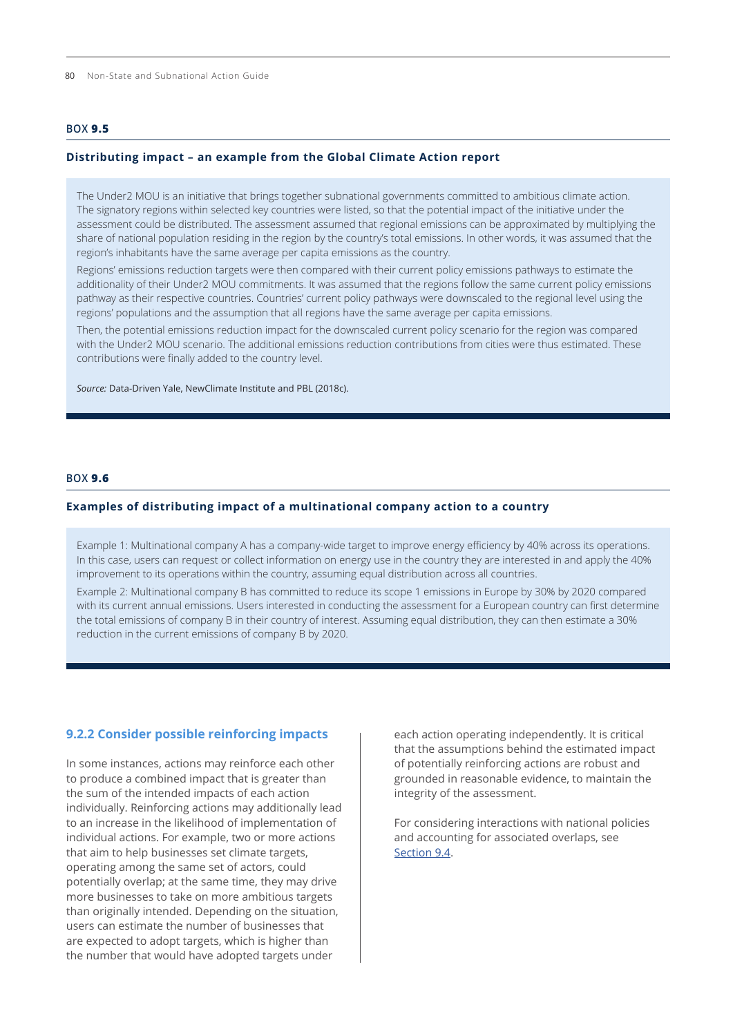BOX **9.5**

**Distributing impact – an example from the Global Climate Action report**

The Under2 MOU is an initiative that brings together subnational governments committed to ambitious climate action. The signatory regions within selected key countries were listed, so that the potential impact of the initiative under the assessment could be distributed. The assessment assumed that regional emissions can be approximated by multiplying the share of national population residing in the region by the country's total emissions. In other words, it was assumed that the region's inhabitants have the same average per capita emissions as the country.

Regions' emissions reduction targets were then compared with their current policy emissions pathways to estimate the additionality of their Under2 MOU commitments. It was assumed that the regions follow the same current policy emissions pathway as their respective countries. Countries' current policy pathways were downscaled to the regional level using the regions' populations and the assumption that all regions have the same average per capita emissions.

Then, the potential emissions reduction impact for the downscaled current policy scenario for the region was compared with the Under2 MOU scenario. The additional emissions reduction contributions from cities were thus estimated. These contributions were finally added to the country level.

*Source:* Data-Driven Yale, NewClimate Institute and PBL (2018c).

BOX **9.6**

**Examples of distributing impact of a multinational company action to a country**

Example 1: Multinational company A has a company-wide target to improve energy efficiency by 40% across its operations. In this case, users can request or collect information on energy use in the country they are interested in and apply the 40% improvement to its operations within the country, assuming equal distribution across all countries.

Example 2: Multinational company B has committed to reduce its scope 1 emissions in Europe by 30% by 2020 compared with its current annual emissions. Users interested in conducting the assessment for a European country can first determine the total emissions of company B in their country of interest. Assuming equal distribution, they can then estimate a 30% reduction in the current emissions of company B by 2020.

### 9.2.2 Consider possible reinforcing impacts

In some instances, actions may reinforce each other to produce a combined impact that is greater than the sum of the intended impacts of each action individually. Reinforcing actions may additionally lead to an increase in the likelihood of implementation of individual actions. For example, two or more actions that aim to help businesses set climate targets, operating among the same set of actors, could potentially overlap; at the same time, they may drive more businesses to take on more ambitious targets than originally intended. Depending on the situation, users can estimate the number of businesses that are expected to adopt targets, which is higher than the number that would have adopted targets under each action operating independently. It is critical that the assumptions behind the estimated impact of potentially reinforcing actions are robust and grounded in reasonable evidence, to maintain the integrity of the assessment.

For considering interactions with national policies and accounting for associated overlaps, see Section 9.4.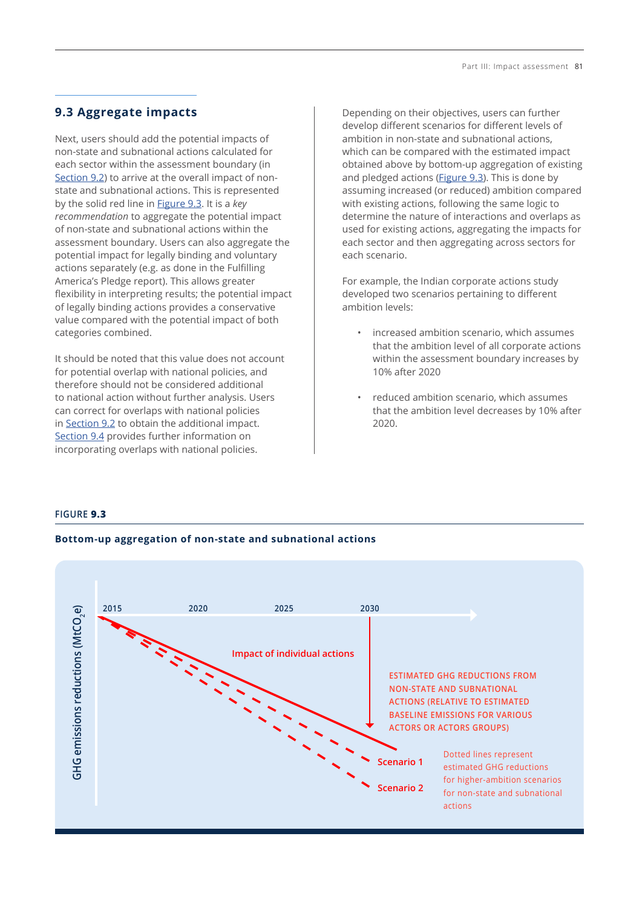## 9.3 Aggregate impacts

Next, users should add the potential impacts of non-state and subnational actions calculated for each sector within the assessment boundary (in Section 9.2) to arrive at the overall impact of non-state and subnational actions. This is represented by the solid red line in Figure 9.3. It is a *key recommendation* to aggregate the potential impact of non-state and subnational actions within the assessment boundary. Users can also aggregate the potential impact for legally binding and voluntary actions separately (e.g. as done in the Fulfilling America's Pledge report). This allows greater flexibility in interpreting results; the potential impact of legally binding actions provides a conservative value compared with the potential impact of both categories combined.

It should be noted that this value does not account for potential overlap with national policies, and therefore should not be considered additional to national action without further analysis. Users can correct for overlaps with national policies in Section 9.2 to obtain the additional impact. Section 9.4 provides further information on incorporating overlaps with national policies.

Depending on their objectives, users can further develop different scenarios for different levels of ambition in non-state and subnational actions, which can be compared with the estimated impact obtained above by bottom-up aggregation of existing and pledged actions (Figure 9.3). This is done by assuming increased (or reduced) ambition compared with existing actions, following the same logic to determine the nature of interactions and overlaps as used for existing actions, aggregating the impacts for each sector and then aggregating across sectors for each scenario.

For example, the Indian corporate actions study developed two scenarios pertaining to different ambition levels:

- increased ambition scenario, which assumes that the ambition level of all corporate actions within the assessment boundary increases by 10% after 2020
- reduced ambition scenario, which assumes that the ambition level decreases by 10% after 2020.

**FIGURE 9.3**

**Bottom-up aggregation of non-state and subnational actions**

GHG emissions reductions ($MtCO_2e$)

2015 | 2020 | 2025 | 2030

Impact of individual actions

ESTIMATED GHG REDUCTIONS FROM NON-STATE AND SUBNATIONAL ACTIONS (RELATIVE TO ESTIMATED BASELINE EMISSIONS FOR VARIOUS ACTORS OR ACTORS GROUPS)

Scenario 1

Scenario 2

Dotted lines represent estimated GHG reductions for higher-ambition scenarios for non-state and subnational actions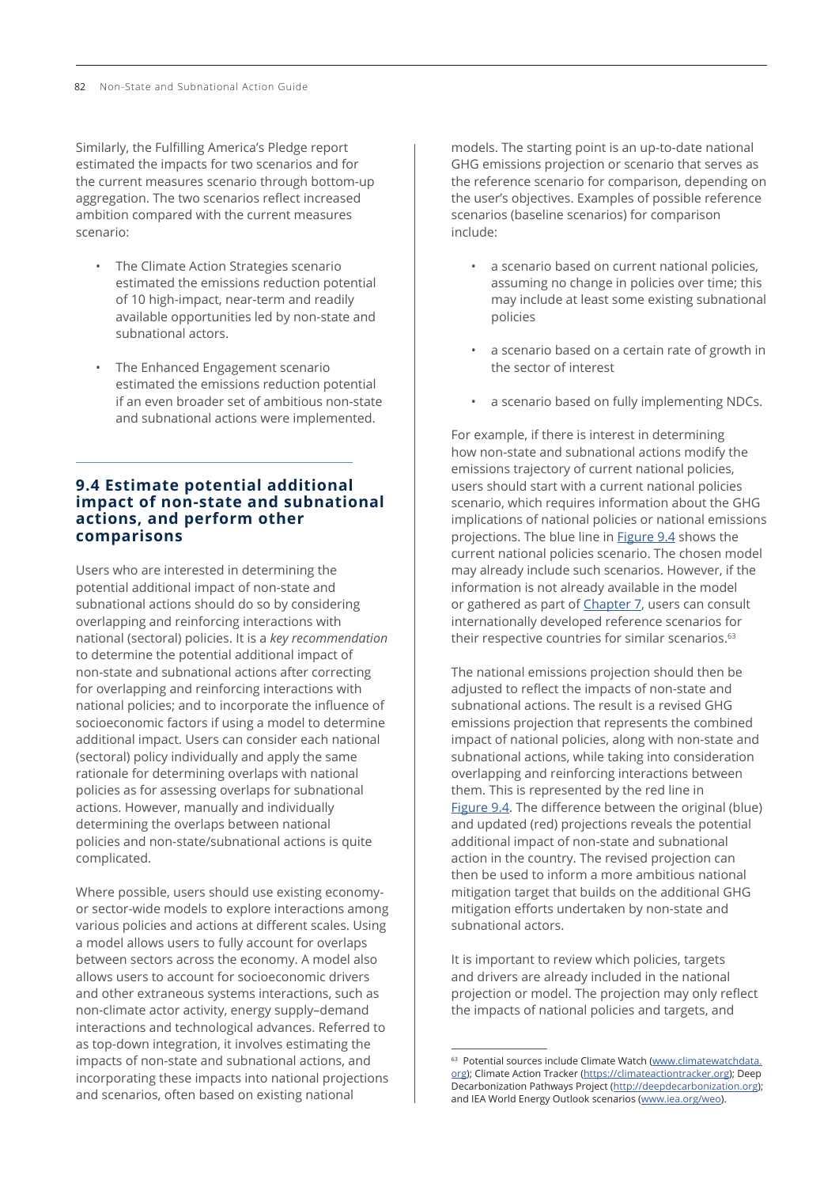Similarly, the Fulfilling America's Pledge report estimated the impacts for two scenarios and for the current measures scenario through bottom-up aggregation. The two scenarios reflect increased ambition compared with the current measures scenario:

- The Climate Action Strategies scenario estimated the emissions reduction potential of 10 high-impact, near-term and readily available opportunities led by non-state and subnational actors.
- The Enhanced Engagement scenario estimated the emissions reduction potential if an even broader set of ambitious non-state and subnational actions were implemented.

## 9.4 Estimate potential additional impact of non-state and subnational actions, and perform other comparisons

Users who are interested in determining the potential additional impact of non-state and subnational actions should do so by considering overlapping and reinforcing interactions with national (sectoral) policies. It is a *key recommendation* to determine the potential additional impact of non-state and subnational actions after correcting for overlapping and reinforcing interactions with national policies; and to incorporate the influence of socioeconomic factors if using a model to determine additional impact. Users can consider each national (sectoral) policy individually and apply the same rationale for determining overlaps with national policies as for assessing overlaps for subnational actions. However, manually and individually determining the overlaps between national policies and non-state/subnational actions is quite complicated.

Where possible, users should use existing economy- or sector-wide models to explore interactions among various policies and actions at different scales. Using a model allows users to fully account for overlaps between sectors across the economy. A model also allows users to account for socioeconomic drivers and other extraneous systems interactions, such as non-climate actor activity, energy supply–demand interactions and technological advances. Referred to as top-down integration, it involves estimating the impacts of non-state and subnational actions, and incorporating these impacts into national projections and scenarios, often based on existing national models. The starting point is an up-to-date national GHG emissions projection or scenario that serves as the reference scenario for comparison, depending on the user's objectives. Examples of possible reference scenarios (baseline scenarios) for comparison include:

- a scenario based on current national policies, assuming no change in policies over time; this may include at least some existing subnational policies
- a scenario based on a certain rate of growth in the sector of interest
- a scenario based on fully implementing NDCs.

For example, if there is interest in determining how non-state and subnational actions modify the emissions trajectory of current national policies, users should start with a current national policies scenario, which requires information about the GHG implications of national policies or national emissions projections. The blue line in Figure 9.4 shows the current national policies scenario. The chosen model may already include such scenarios. However, if the information is not already available in the model or gathered as part of Chapter 7, users can consult internationally developed reference scenarios for their respective countries for similar scenarios.[63]

The national emissions projection should then be adjusted to reflect the impacts of non-state and subnational actions. The result is a revised GHG emissions projection that represents the combined impact of national policies, along with non-state and subnational actions, while taking into consideration overlapping and reinforcing interactions between them. This is represented by the red line in Figure 9.4. The difference between the original (blue) and updated (red) projections reveals the potential additional impact of non-state and subnational action in the country. The revised projection can then be used to inform a more ambitious national mitigation target that builds on the additional GHG mitigation efforts undertaken by non-state and subnational actors.

It is important to review which policies, targets and drivers are already included in the national projection or model. The projection may only reflect the impacts of national policies and targets, and

[63] Potential sources include Climate Watch (www.climatewatchdata.org); Climate Action Tracker (https://climateactiontracker.org); Deep Decarbonization Pathways Project (http://deepdecarbonization.org); and IEA World Energy Outlook scenarios (www.iea.org/weo).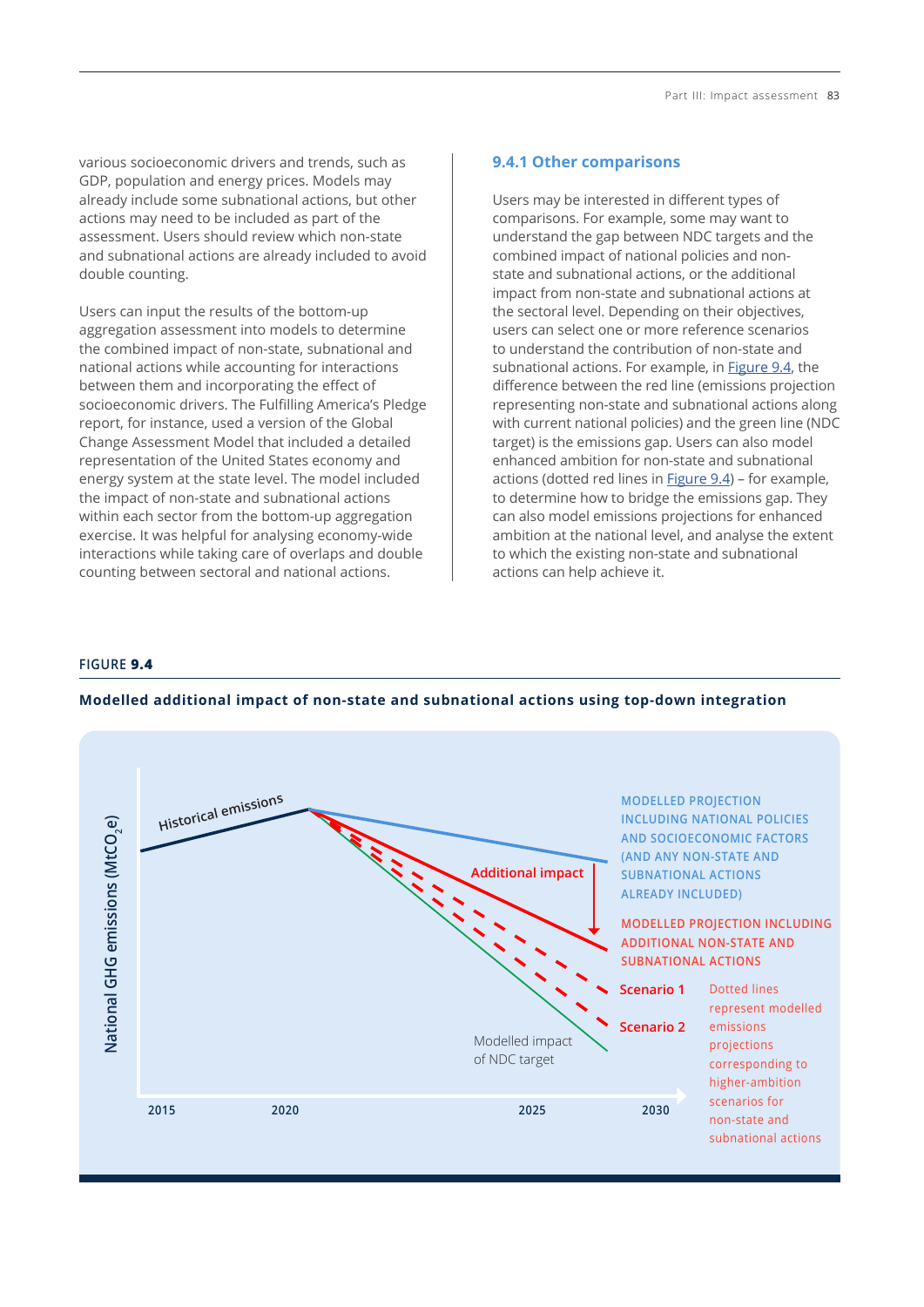various socioeconomic drivers and trends, such as GDP, population and energy prices. Models may already include some subnational actions, but other actions may need to be included as part of the assessment. Users should review which non-state and subnational actions are already included to avoid double counting.

Users can input the results of the bottom-up aggregation assessment into models to determine the combined impact of non-state, subnational and national actions while accounting for interactions between them and incorporating the effect of socioeconomic drivers. The Fulfilling America's Pledge report, for instance, used a version of the Global Change Assessment Model that included a detailed representation of the United States economy and energy system at the state level. The model included the impact of non-state and subnational actions within each sector from the bottom-up aggregation exercise. It was helpful for analysing economy-wide interactions while taking care of overlaps and double counting between sectoral and national actions.

### 9.4.1 Other comparisons

Users may be interested in different types of comparisons. For example, some may want to understand the gap between NDC targets and the combined impact of national policies and non-state and subnational actions, or the additional impact from non-state and subnational actions at the sectoral level. Depending on their objectives, users can select one or more reference scenarios to understand the contribution of non-state and subnational actions. For example, in Figure 9.4, the difference between the red line (emissions projection representing non-state and subnational actions along with current national policies) and the green line (NDC target) is the emissions gap. Users can also model enhanced ambition for non-state and subnational actions (dotted red lines in Figure 9.4) – for example, to determine how to bridge the emissions gap. They can also model emissions projections for enhanced ambition at the national level, and analyse the extent to which the existing non-state and subnational actions can help achieve it.

FIGURE **9.4**

**Modelled additional impact of non-state and subnational actions using top-down integration**

National GHG emissions ($MtCO_2e$)

Historical emissions

Additional impact

MODELLED PROJECTION INCLUDING NATIONAL POLICIES AND SOCIOECONOMIC FACTORS (AND ANY NON-STATE AND SUBNATIONAL ACTIONS ALREADY INCLUDED)

MODELLED PROJECTION INCLUDING ADDITIONAL NON-STATE AND SUBNATIONAL ACTIONS

Scenario 1

Scenario 2

Dotted lines represent modelled emissions projections corresponding to higher-ambition scenarios for non-state and subnational actions

Modelled impact of NDC target

2015

2020

2025

2030